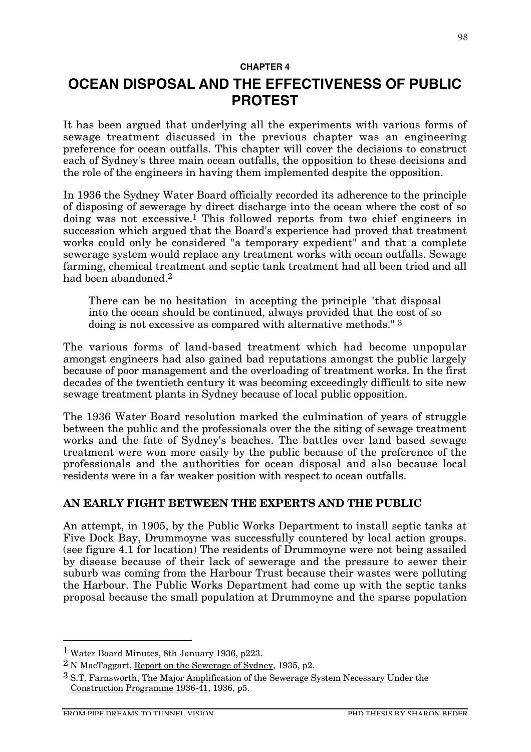**CHAPTER 4**

# OCEAN DISPOSAL AND THE EFFECTIVENESS OF PUBLIC PROTEST

It has been argued that underlying all the experiments with various forms of sewage treatment discussed in the previous chapter was an engineering preference for ocean outfalls. This chapter will cover the decisions to construct each of Sydney's three main ocean outfalls, the opposition to these decisions and the role of the engineers in having them implemented despite the opposition.

In 1936 the Sydney Water Board officially recorded its adherence to the principle of disposing of sewerage by direct discharge into the ocean where the cost of so doing was not excessive.[1] This followed reports from two chief engineers in succession which argued that the Board's experience had proved that treatment works could only be considered "a temporary expedient" and that a complete sewerage system would replace any treatment works with ocean outfalls. Sewage farming, chemical treatment and septic tank treatment had all been tried and all had been abandoned.[2]

> There can be no hesitation in accepting the principle "that disposal into the ocean should be continued, always provided that the cost of so doing is not excessive as compared with alternative methods." [3]

The various forms of land-based treatment which had become unpopular amongst engineers had also gained bad reputations amongst the public largely because of poor management and the overloading of treatment works. In the first decades of the twentieth century it was becoming exceedingly difficult to site new sewage treatment plants in Sydney because of local public opposition.

The 1936 Water Board resolution marked the culmination of years of struggle between the public and the professionals over the the siting of sewage treatment works and the fate of Sydney's beaches. The battles over land based sewage treatment were won more easily by the public because of the preference of the professionals and the authorities for ocean disposal and also because local residents were in a far weaker position with respect to ocean outfalls.

## AN EARLY FIGHT BETWEEN THE EXPERTS AND THE PUBLIC

An attempt, in 1905, by the Public Works Department to install septic tanks at Five Dock Bay, Drummoyne was successfully countered by local action groups. (see figure 4.1 for location) The residents of Drummoyne were not being assailed by disease because of their lack of sewerage and the pressure to sewer their suburb was coming from the Harbour Trust because their wastes were polluting the Harbour. The Public Works Department had come up with the septic tanks proposal because the small population at Drummoyne and the sparse population

---

[1] Water Board Minutes, 8th January 1936, p223.

[2] N MacTaggart, Report on the Sewerage of Sydney, 1935, p2.

[3] S.T. Farnsworth, The Major Amplification of the Sewerage System Necessary Under the Construction Programme 1936-41, 1936, p5.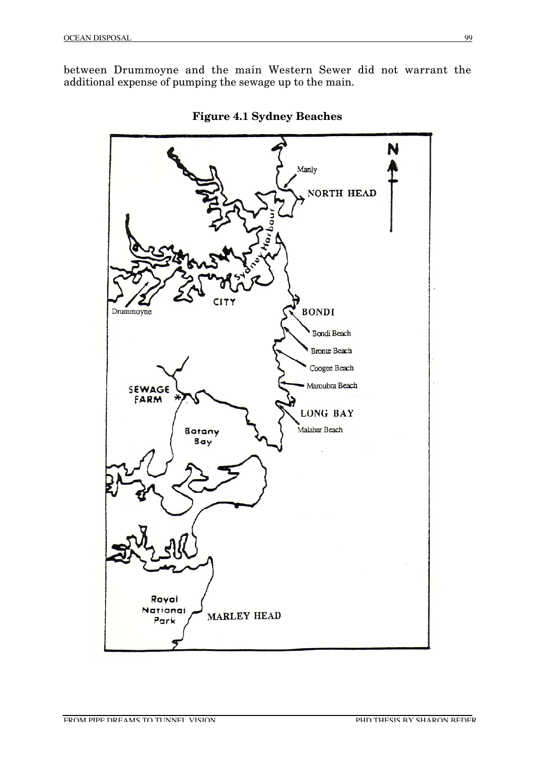between Drummoyne and the main Western Sewer did not warrant the additional expense of pumping the sewage up to the main.

**Figure 4.1 Sydney Beaches**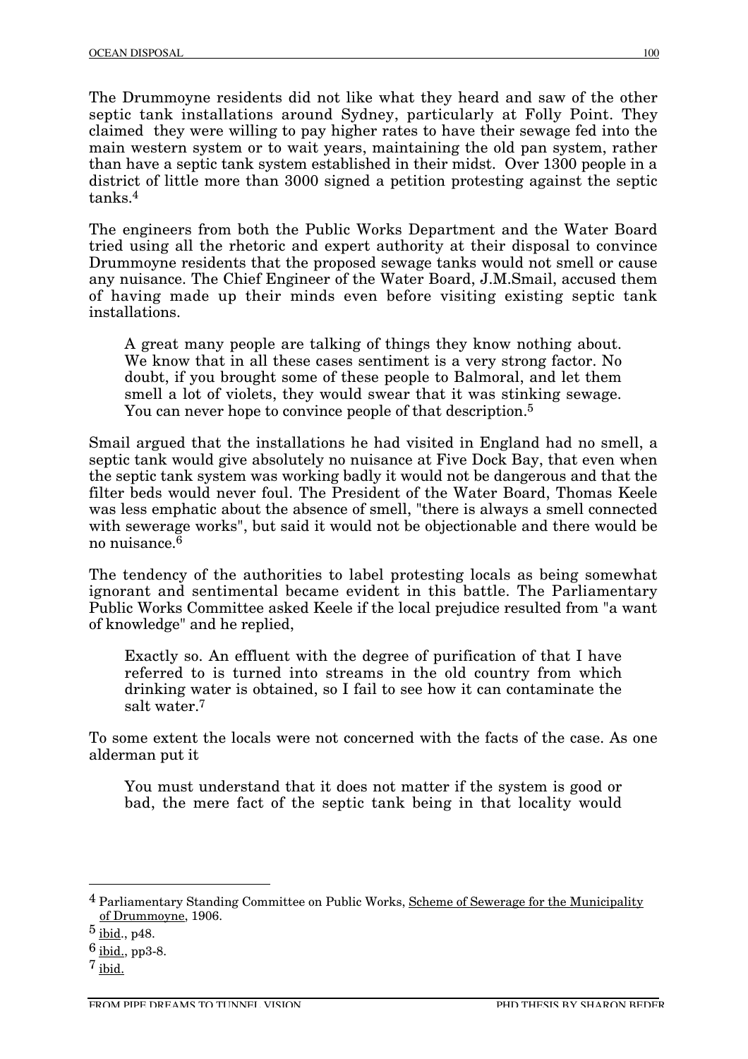The Drummoyne residents did not like what they heard and saw of the other septic tank installations around Sydney, particularly at Folly Point. They claimed they were willing to pay higher rates to have their sewage fed into the main western system or to wait years, maintaining the old pan system, rather than have a septic tank system established in their midst. Over 1300 people in a district of little more than 3000 signed a petition protesting against the septic tanks.[4]

The engineers from both the Public Works Department and the Water Board tried using all the rhetoric and expert authority at their disposal to convince Drummoyne residents that the proposed sewage tanks would not smell or cause any nuisance. The Chief Engineer of the Water Board, J.M.Smail, accused them of having made up their minds even before visiting existing septic tank installations.

> A great many people are talking of things they know nothing about. We know that in all these cases sentiment is a very strong factor. No doubt, if you brought some of these people to Balmoral, and let them smell a lot of violets, they would swear that it was stinking sewage. You can never hope to convince people of that description.[5]

Smail argued that the installations he had visited in England had no smell, a septic tank would give absolutely no nuisance at Five Dock Bay, that even when the septic tank system was working badly it would not be dangerous and that the filter beds would never foul. The President of the Water Board, Thomas Keele was less emphatic about the absence of smell, "there is always a smell connected with sewerage works", but said it would not be objectionable and there would be no nuisance.[6]

The tendency of the authorities to label protesting locals as being somewhat ignorant and sentimental became evident in this battle. The Parliamentary Public Works Committee asked Keele if the local prejudice resulted from "a want of knowledge" and he replied,

> Exactly so. An effluent with the degree of purification of that I have referred to is turned into streams in the old country from which drinking water is obtained, so I fail to see how it can contaminate the salt water.[7]

To some extent the locals were not concerned with the facts of the case. As one alderman put it

> You must understand that it does not matter if the system is good or bad, the mere fact of the septic tank being in that locality would

---

[4] Parliamentary Standing Committee on Public Works, Scheme of Sewerage for the Municipality of Drummoyne, 1906.

[5] ibid., p48.

[6] ibid., pp3-8.

[7] ibid.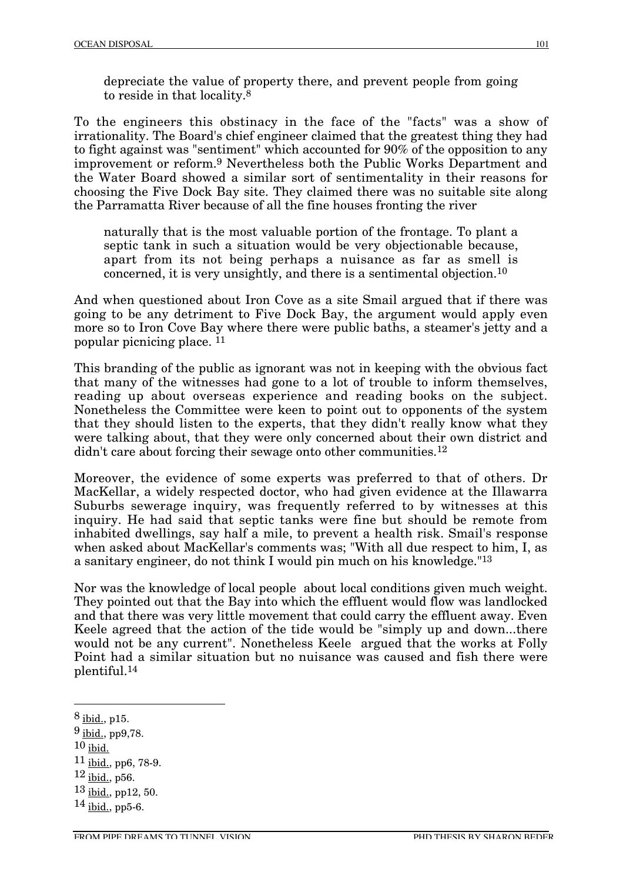> depreciate the value of property there, and prevent people from going to reside in that locality.[8]

To the engineers this obstinacy in the face of the "facts" was a show of irrationality. The Board's chief engineer claimed that the greatest thing they had to fight against was "sentiment" which accounted for 90% of the opposition to any improvement or reform.[9] Nevertheless both the Public Works Department and the Water Board showed a similar sort of sentimentality in their reasons for choosing the Five Dock Bay site. They claimed there was no suitable site along the Parramatta River because of all the fine houses fronting the river

> naturally that is the most valuable portion of the frontage. To plant a septic tank in such a situation would be very objectionable because, apart from its not being perhaps a nuisance as far as smell is concerned, it is very unsightly, and there is a sentimental objection.[10]

And when questioned about Iron Cove as a site Smail argued that if there was going to be any detriment to Five Dock Bay, the argument would apply even more so to Iron Cove Bay where there were public baths, a steamer's jetty and a popular picnicing place. [11]

This branding of the public as ignorant was not in keeping with the obvious fact that many of the witnesses had gone to a lot of trouble to inform themselves, reading up about overseas experience and reading books on the subject. Nonetheless the Committee were keen to point out to opponents of the system that they should listen to the experts, that they didn't really know what they were talking about, that they were only concerned about their own district and didn't care about forcing their sewage onto other communities.[12]

Moreover, the evidence of some experts was preferred to that of others. Dr MacKellar, a widely respected doctor, who had given evidence at the Illawarra Suburbs sewerage inquiry, was frequently referred to by witnesses at this inquiry. He had said that septic tanks were fine but should be remote from inhabited dwellings, say half a mile, to prevent a health risk. Smail's response when asked about MacKellar's comments was; "With all due respect to him, I, as a sanitary engineer, do not think I would pin much on his knowledge."[13]

Nor was the knowledge of local people about local conditions given much weight. They pointed out that the Bay into which the effluent would flow was landlocked and that there was very little movement that could carry the effluent away. Even Keele agreed that the action of the tide would be "simply up and down...there would not be any current". Nonetheless Keele argued that the works at Folly Point had a similar situation but no nuisance was caused and fish there were plentiful.[14]

---

[8] ibid., p15.
[9] ibid., pp9,78.
[10] ibid.
[11] ibid., pp6, 78-9.
[12] ibid., p56.
[13] ibid., pp12, 50.
[14] ibid., pp5-6.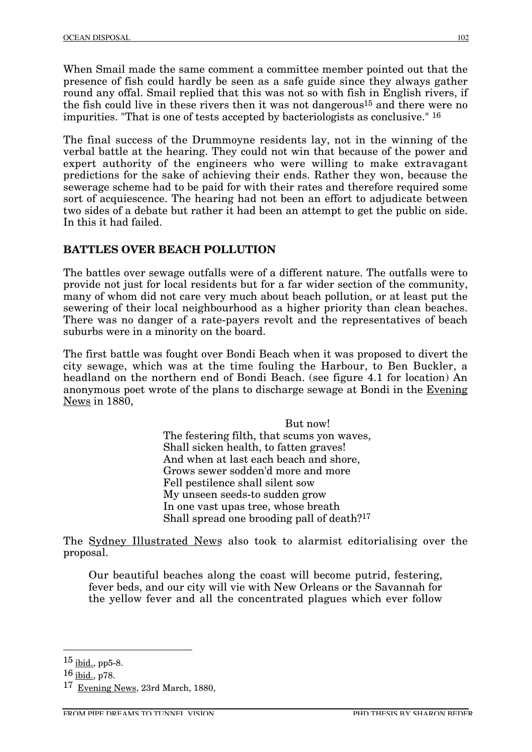When Smail made the same comment a committee member pointed out that the presence of fish could hardly be seen as a safe guide since they always gather round any offal. Smail replied that this was not so with fish in English rivers, if the fish could live in these rivers then it was not dangerous[15] and there were no impurities. "That is one of tests accepted by bacteriologists as conclusive." [16]

The final success of the Drummoyne residents lay, not in the winning of the verbal battle at the hearing. They could not win that because of the power and expert authority of the engineers who were willing to make extravagant predictions for the sake of achieving their ends. Rather they won, because the sewerage scheme had to be paid for with their rates and therefore required some sort of acquiescence. The hearing had not been an effort to adjudicate between two sides of a debate but rather it had been an attempt to get the public on side. In this it had failed.

## BATTLES OVER BEACH POLLUTION

The battles over sewage outfalls were of a different nature. The outfalls were to provide not just for local residents but for a far wider section of the community, many of whom did not care very much about beach pollution, or at least put the sewering of their local neighbourhood as a higher priority than clean beaches. There was no danger of a rate-payers revolt and the representatives of beach suburbs were in a minority on the board.

The first battle was fought over Bondi Beach when it was proposed to divert the city sewage, which was at the time fouling the Harbour, to Ben Buckler, a headland on the northern end of Bondi Beach. (see figure 4.1 for location) An anonymous poet wrote of the plans to discharge sewage at Bondi in the Evening News in 1880,

> But now!
> The festering filth, that scums yon waves,
> Shall sicken health, to fatten graves!
> And when at last each beach and shore,
> Grows sewer sodden'd more and more
> Fell pestilence shall silent sow
> My unseen seeds-to sudden grow
> In one vast upas tree, whose breath
> Shall spread one brooding pall of death?[17]

The Sydney Illustrated News also took to alarmist editorialising over the proposal.

> Our beautiful beaches along the coast will become putrid, festering, fever beds, and our city will vie with New Orleans or the Savannah for the yellow fever and all the concentrated plagues which ever follow

---

[15] ibid., pp5-8.

[16] ibid., p78.

[17] Evening News, 23rd March, 1880,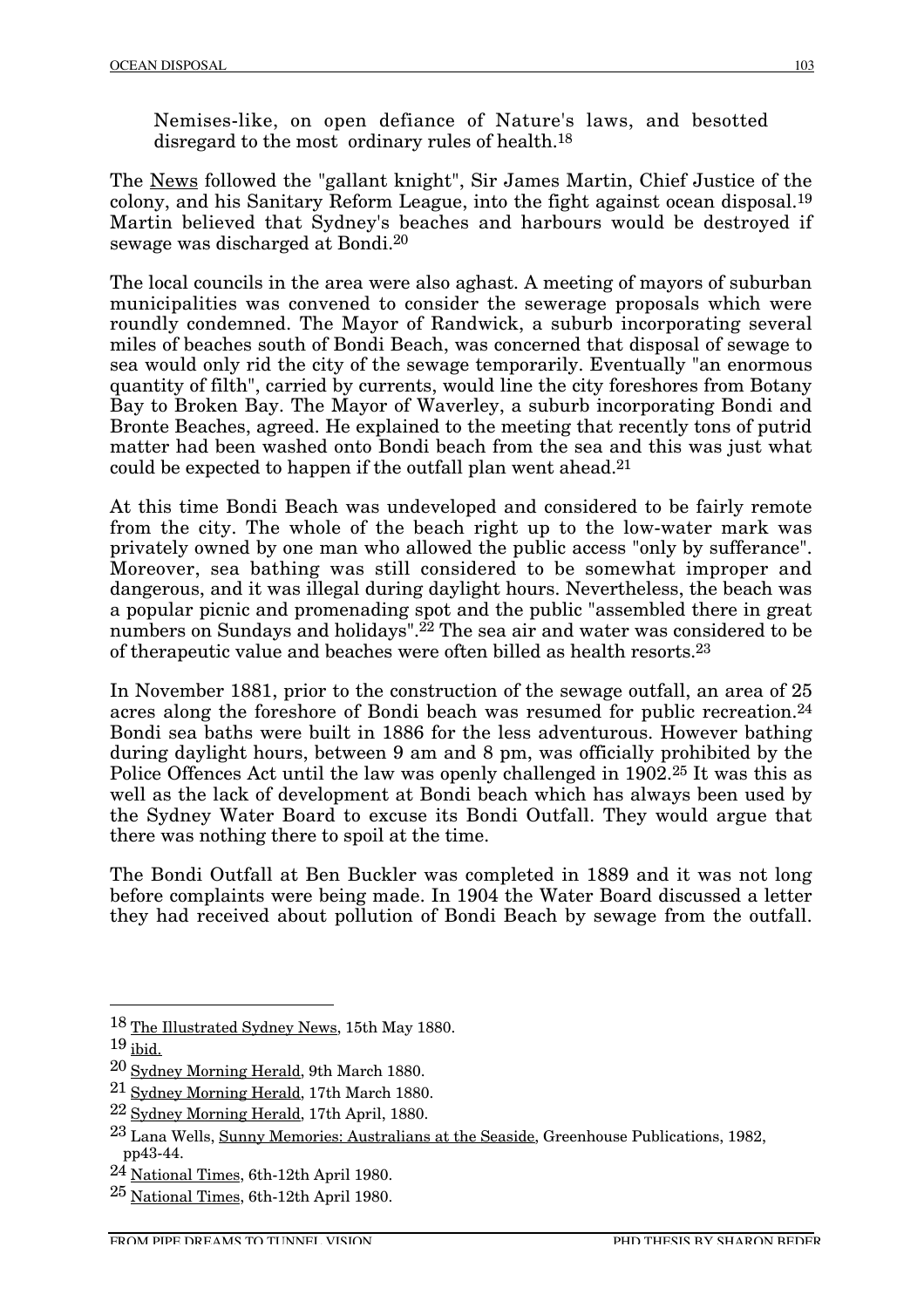> Nemises-like, on open defiance of Nature's laws, and besotted disregard to the most ordinary rules of health.[18]

The News followed the "gallant knight", Sir James Martin, Chief Justice of the colony, and his Sanitary Reform League, into the fight against ocean disposal.[19] Martin believed that Sydney's beaches and harbours would be destroyed if sewage was discharged at Bondi.[20]

The local councils in the area were also aghast. A meeting of mayors of suburban municipalities was convened to consider the sewerage proposals which were roundly condemned. The Mayor of Randwick, a suburb incorporating several miles of beaches south of Bondi Beach, was concerned that disposal of sewage to sea would only rid the city of the sewage temporarily. Eventually "an enormous quantity of filth", carried by currents, would line the city foreshores from Botany Bay to Broken Bay. The Mayor of Waverley, a suburb incorporating Bondi and Bronte Beaches, agreed. He explained to the meeting that recently tons of putrid matter had been washed onto Bondi beach from the sea and this was just what could be expected to happen if the outfall plan went ahead.[21]

At this time Bondi Beach was undeveloped and considered to be fairly remote from the city. The whole of the beach right up to the low-water mark was privately owned by one man who allowed the public access "only by sufferance". Moreover, sea bathing was still considered to be somewhat improper and dangerous, and it was illegal during daylight hours. Nevertheless, the beach was a popular picnic and promenading spot and the public "assembled there in great numbers on Sundays and holidays".[22] The sea air and water was considered to be of therapeutic value and beaches were often billed as health resorts.[23]

In November 1881, prior to the construction of the sewage outfall, an area of 25 acres along the foreshore of Bondi beach was resumed for public recreation.[24] Bondi sea baths were built in 1886 for the less adventurous. However bathing during daylight hours, between 9 am and 8 pm, was officially prohibited by the Police Offences Act until the law was openly challenged in 1902.[25] It was this as well as the lack of development at Bondi beach which has always been used by the Sydney Water Board to excuse its Bondi Outfall. They would argue that there was nothing there to spoil at the time.

The Bondi Outfall at Ben Buckler was completed in 1889 and it was not long before complaints were being made. In 1904 the Water Board discussed a letter they had received about pollution of Bondi Beach by sewage from the outfall.

---

[18] The Illustrated Sydney News, 15th May 1880.

[19] ibid.

[20] Sydney Morning Herald, 9th March 1880.

[21] Sydney Morning Herald, 17th March 1880.

[22] Sydney Morning Herald, 17th April, 1880.

[23] Lana Wells, Sunny Memories: Australians at the Seaside, Greenhouse Publications, 1982, pp43-44.

[24] National Times, 6th-12th April 1980.

[25] National Times, 6th-12th April 1980.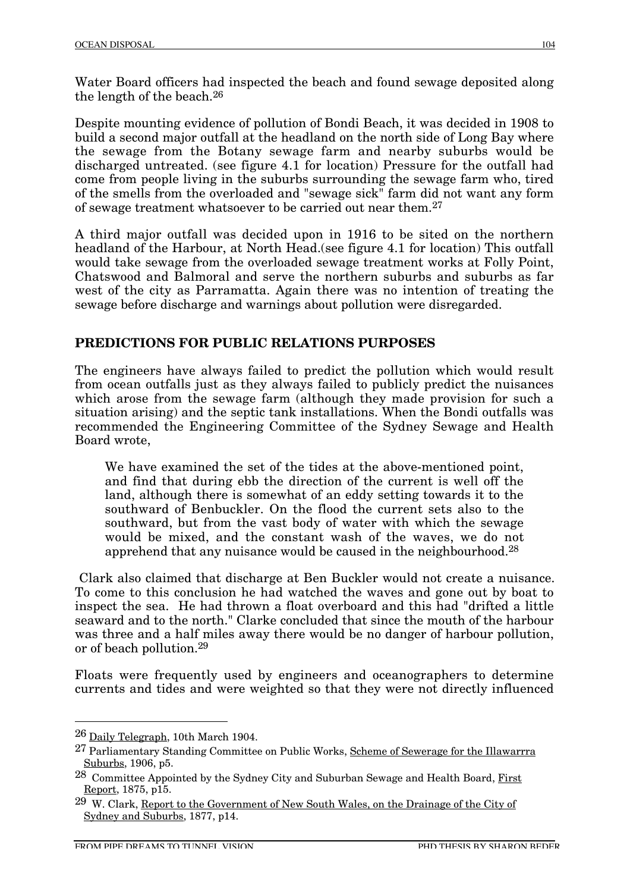Water Board officers had inspected the beach and found sewage deposited along the length of the beach.[26]

Despite mounting evidence of pollution of Bondi Beach, it was decided in 1908 to build a second major outfall at the headland on the north side of Long Bay where the sewage from the Botany sewage farm and nearby suburbs would be discharged untreated. (see figure 4.1 for location) Pressure for the outfall had come from people living in the suburbs surrounding the sewage farm who, tired of the smells from the overloaded and "sewage sick" farm did not want any form of sewage treatment whatsoever to be carried out near them.[27]

A third major outfall was decided upon in 1916 to be sited on the northern headland of the Harbour, at North Head.(see figure 4.1 for location) This outfall would take sewage from the overloaded sewage treatment works at Folly Point, Chatswood and Balmoral and serve the northern suburbs and suburbs as far west of the city as Parramatta. Again there was no intention of treating the sewage before discharge and warnings about pollution were disregarded.

## PREDICTIONS FOR PUBLIC RELATIONS PURPOSES

The engineers have always failed to predict the pollution which would result from ocean outfalls just as they always failed to publicly predict the nuisances which arose from the sewage farm (although they made provision for such a situation arising) and the septic tank installations. When the Bondi outfalls was recommended the Engineering Committee of the Sydney Sewage and Health Board wrote,

> We have examined the set of the tides at the above-mentioned point, and find that during ebb the direction of the current is well off the land, although there is somewhat of an eddy setting towards it to the southward of Benbuckler. On the flood the current sets also to the southward, but from the vast body of water with which the sewage would be mixed, and the constant wash of the waves, we do not apprehend that any nuisance would be caused in the neighbourhood.[28]

Clark also claimed that discharge at Ben Buckler would not create a nuisance. To come to this conclusion he had watched the waves and gone out by boat to inspect the sea. He had thrown a float overboard and this had "drifted a little seaward and to the north." Clarke concluded that since the mouth of the harbour was three and a half miles away there would be no danger of harbour pollution, or of beach pollution.[29]

Floats were frequently used by engineers and oceanographers to determine currents and tides and were weighted so that they were not directly influenced

---

[26] Daily Telegraph, 10th March 1904.

[27] Parliamentary Standing Committee on Public Works, Scheme of Sewerage for the Illawarrra Suburbs, 1906, p5.

[28] Committee Appointed by the Sydney City and Suburban Sewage and Health Board, First Report, 1875, p15.

[29] W. Clark, Report to the Government of New South Wales, on the Drainage of the City of Sydney and Suburbs, 1877, p14.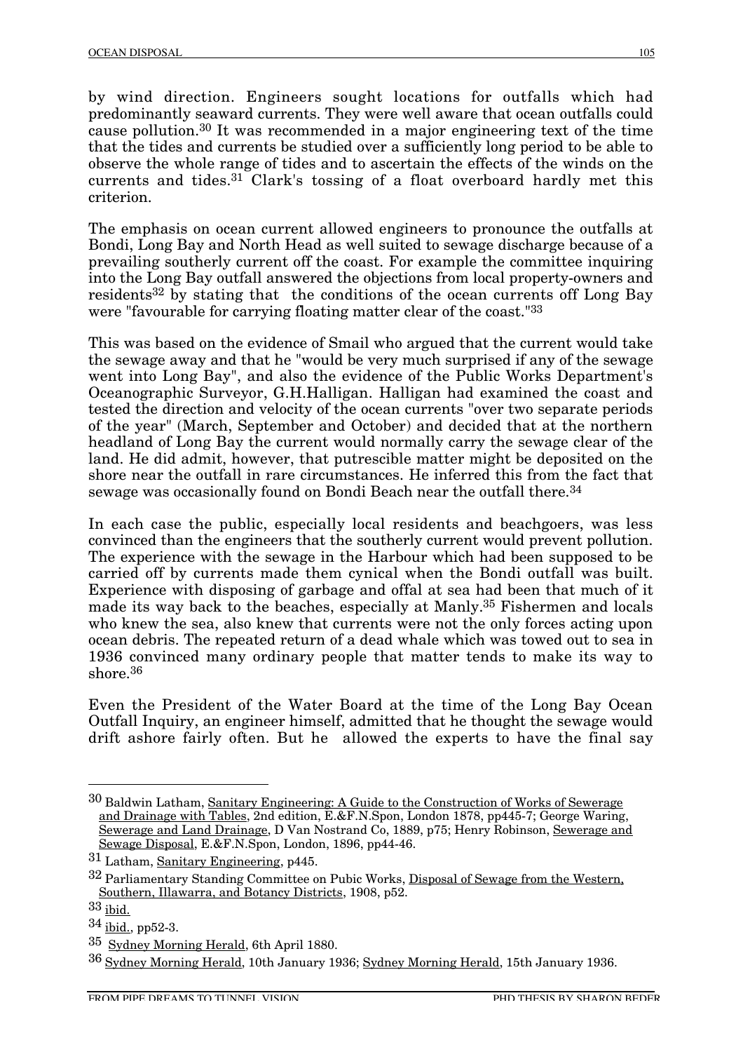by wind direction. Engineers sought locations for outfalls which had predominantly seaward currents. They were well aware that ocean outfalls could cause pollution.[30] It was recommended in a major engineering text of the time that the tides and currents be studied over a sufficiently long period to be able to observe the whole range of tides and to ascertain the effects of the winds on the currents and tides.[31] Clark's tossing of a float overboard hardly met this criterion.

The emphasis on ocean current allowed engineers to pronounce the outfalls at Bondi, Long Bay and North Head as well suited to sewage discharge because of a prevailing southerly current off the coast. For example the committee inquiring into the Long Bay outfall answered the objections from local property-owners and residents[32] by stating that the conditions of the ocean currents off Long Bay were "favourable for carrying floating matter clear of the coast."[33]

This was based on the evidence of Smail who argued that the current would take the sewage away and that he "would be very much surprised if any of the sewage went into Long Bay", and also the evidence of the Public Works Department's Oceanographic Surveyor, G.H.Halligan. Halligan had examined the coast and tested the direction and velocity of the ocean currents "over two separate periods of the year" (March, September and October) and decided that at the northern headland of Long Bay the current would normally carry the sewage clear of the land. He did admit, however, that putrescible matter might be deposited on the shore near the outfall in rare circumstances. He inferred this from the fact that sewage was occasionally found on Bondi Beach near the outfall there.[34]

In each case the public, especially local residents and beachgoers, was less convinced than the engineers that the southerly current would prevent pollution. The experience with the sewage in the Harbour which had been supposed to be carried off by currents made them cynical when the Bondi outfall was built. Experience with disposing of garbage and offal at sea had been that much of it made its way back to the beaches, especially at Manly.[35] Fishermen and locals who knew the sea, also knew that currents were not the only forces acting upon ocean debris. The repeated return of a dead whale which was towed out to sea in 1936 convinced many ordinary people that matter tends to make its way to shore.[36]

Even the President of the Water Board at the time of the Long Bay Ocean Outfall Inquiry, an engineer himself, admitted that he thought the sewage would drift ashore fairly often. But he allowed the experts to have the final say

---

[30] Baldwin Latham, Sanitary Engineering: A Guide to the Construction of Works of Sewerage and Drainage with Tables, 2nd edition, E.&F.N.Spon, London 1878, pp445-7; George Waring, Sewerage and Land Drainage, D Van Nostrand Co, 1889, p75; Henry Robinson, Sewerage and Sewage Disposal, E.&F.N.Spon, London, 1896, pp44-46.

[31] Latham, Sanitary Engineering, p445.

[32] Parliamentary Standing Committee on Pubic Works, Disposal of Sewage from the Western, Southern, Illawarra, and Botancy Districts, 1908, p52.

[33] ibid.

[34] ibid., pp52-3.

[35] Sydney Morning Herald, 6th April 1880.

[36] Sydney Morning Herald, 10th January 1936; Sydney Morning Herald, 15th January 1936.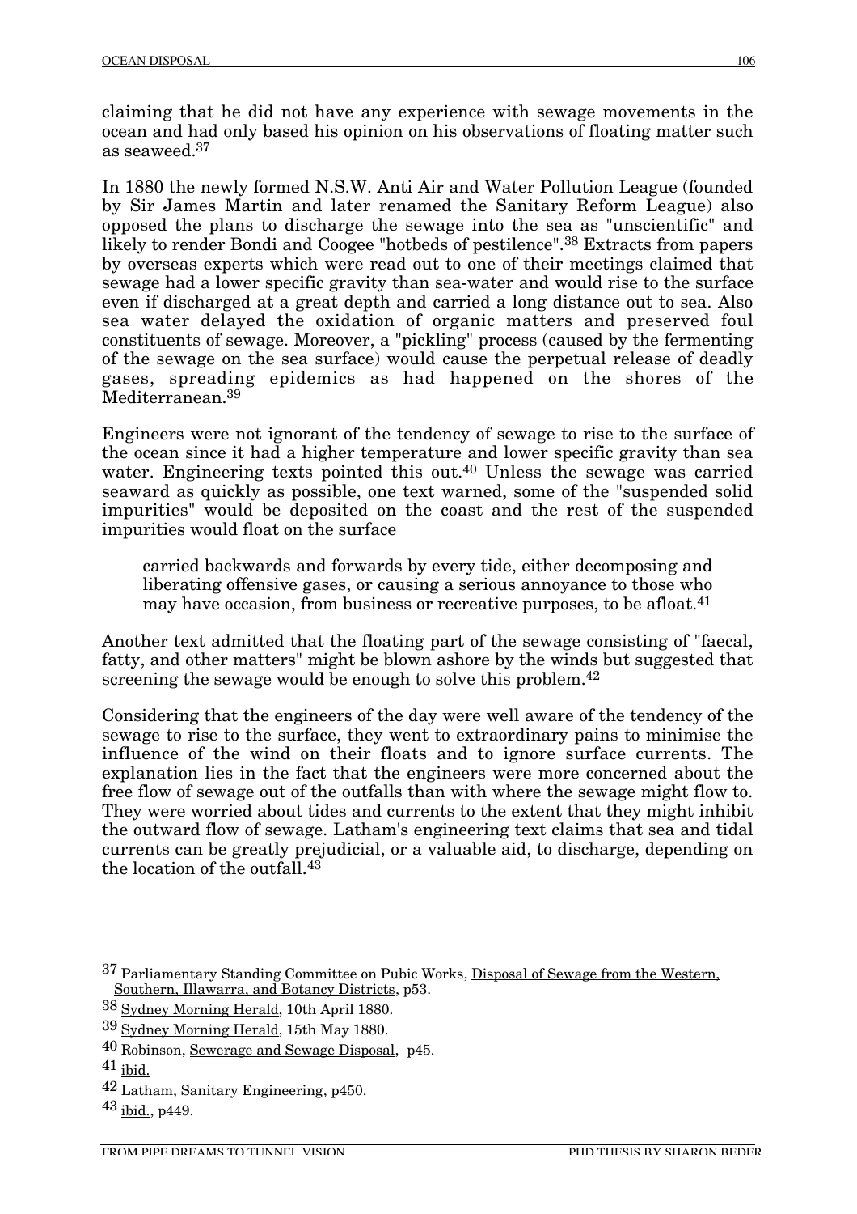claiming that he did not have any experience with sewage movements in the ocean and had only based his opinion on his observations of floating matter such as seaweed.[37]

In 1880 the newly formed N.S.W. Anti Air and Water Pollution League (founded by Sir James Martin and later renamed the Sanitary Reform League) also opposed the plans to discharge the sewage into the sea as "unscientific" and likely to render Bondi and Coogee "hotbeds of pestilence".[38] Extracts from papers by overseas experts which were read out to one of their meetings claimed that sewage had a lower specific gravity than sea-water and would rise to the surface even if discharged at a great depth and carried a long distance out to sea. Also sea water delayed the oxidation of organic matters and preserved foul constituents of sewage. Moreover, a "pickling" process (caused by the fermenting of the sewage on the sea surface) would cause the perpetual release of deadly gases, spreading epidemics as had happened on the shores of the Mediterranean.[39]

Engineers were not ignorant of the tendency of sewage to rise to the surface of the ocean since it had a higher temperature and lower specific gravity than sea water. Engineering texts pointed this out.[40] Unless the sewage was carried seaward as quickly as possible, one text warned, some of the "suspended solid impurities" would be deposited on the coast and the rest of the suspended impurities would float on the surface

> carried backwards and forwards by every tide, either decomposing and liberating offensive gases, or causing a serious annoyance to those who may have occasion, from business or recreative purposes, to be afloat.[41]

Another text admitted that the floating part of the sewage consisting of "faecal, fatty, and other matters" might be blown ashore by the winds but suggested that screening the sewage would be enough to solve this problem.[42]

Considering that the engineers of the day were well aware of the tendency of the sewage to rise to the surface, they went to extraordinary pains to minimise the influence of the wind on their floats and to ignore surface currents. The explanation lies in the fact that the engineers were more concerned about the free flow of sewage out of the outfalls than with where the sewage might flow to. They were worried about tides and currents to the extent that they might inhibit the outward flow of sewage. Latham's engineering text claims that sea and tidal currents can be greatly prejudicial, or a valuable aid, to discharge, depending on the location of the outfall.[43]

---

[37] Parliamentary Standing Committee on Pubic Works, Disposal of Sewage from the Western, Southern, Illawarra, and Botancy Districts, p53.

[38] Sydney Morning Herald, 10th April 1880.

[39] Sydney Morning Herald, 15th May 1880.

[40] Robinson, Sewerage and Sewage Disposal, p45.

[41] ibid.

[42] Latham, Sanitary Engineering, p450.

[43] ibid., p449.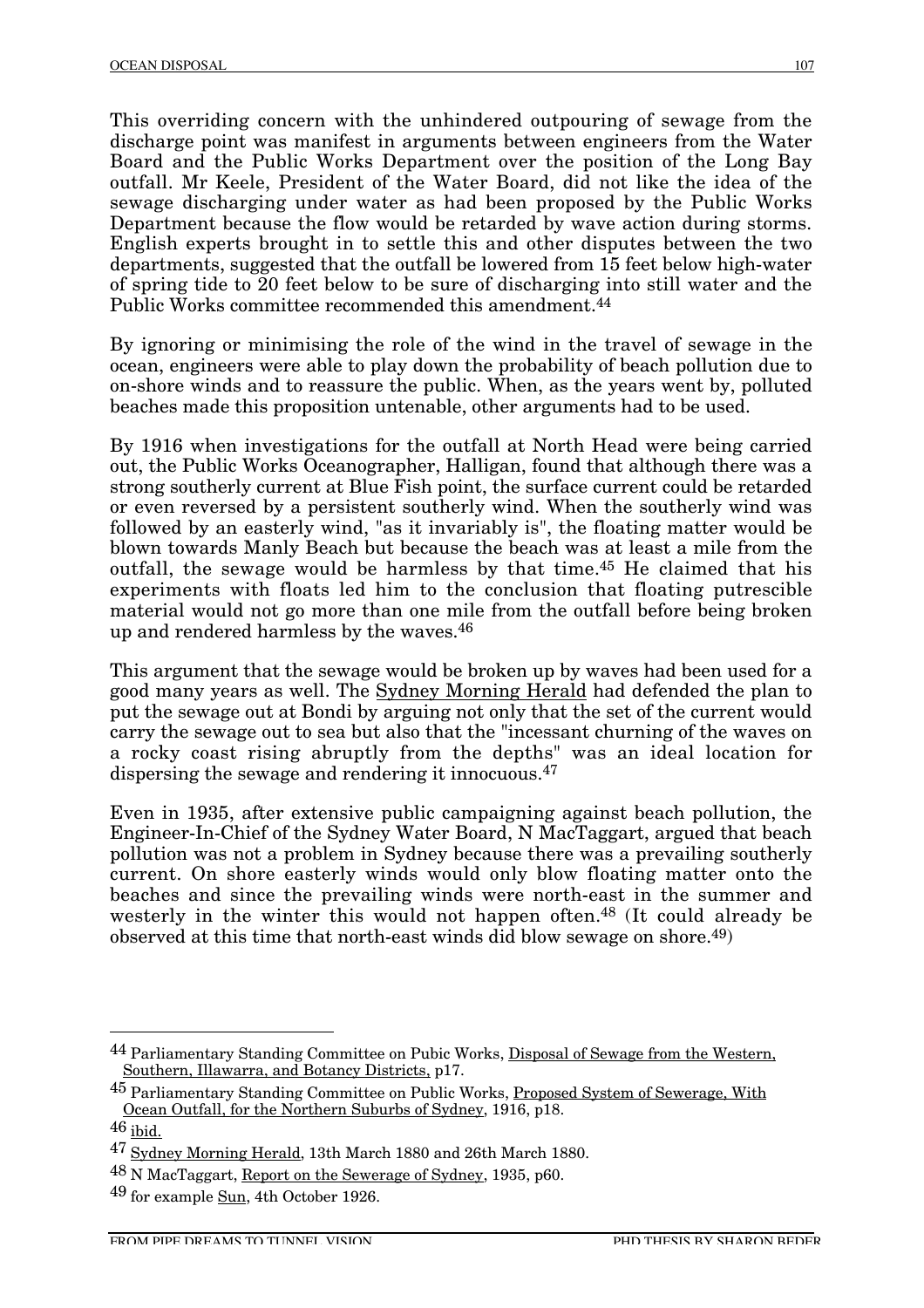This overriding concern with the unhindered outpouring of sewage from the discharge point was manifest in arguments between engineers from the Water Board and the Public Works Department over the position of the Long Bay outfall. Mr Keele, President of the Water Board, did not like the idea of the sewage discharging under water as had been proposed by the Public Works Department because the flow would be retarded by wave action during storms. English experts brought in to settle this and other disputes between the two departments, suggested that the outfall be lowered from 15 feet below high-water of spring tide to 20 feet below to be sure of discharging into still water and the Public Works committee recommended this amendment.[44]

By ignoring or minimising the role of the wind in the travel of sewage in the ocean, engineers were able to play down the probability of beach pollution due to on-shore winds and to reassure the public. When, as the years went by, polluted beaches made this proposition untenable, other arguments had to be used.

By 1916 when investigations for the outfall at North Head were being carried out, the Public Works Oceanographer, Halligan, found that although there was a strong southerly current at Blue Fish point, the surface current could be retarded or even reversed by a persistent southerly wind. When the southerly wind was followed by an easterly wind, "as it invariably is", the floating matter would be blown towards Manly Beach but because the beach was at least a mile from the outfall, the sewage would be harmless by that time.[45] He claimed that his experiments with floats led him to the conclusion that floating putrescible material would not go more than one mile from the outfall before being broken up and rendered harmless by the waves.[46]

This argument that the sewage would be broken up by waves had been used for a good many years as well. The Sydney Morning Herald had defended the plan to put the sewage out at Bondi by arguing not only that the set of the current would carry the sewage out to sea but also that the "incessant churning of the waves on a rocky coast rising abruptly from the depths" was an ideal location for dispersing the sewage and rendering it innocuous.[47]

Even in 1935, after extensive public campaigning against beach pollution, the Engineer-In-Chief of the Sydney Water Board, N MacTaggart, argued that beach pollution was not a problem in Sydney because there was a prevailing southerly current. On shore easterly winds would only blow floating matter onto the beaches and since the prevailing winds were north-east in the summer and westerly in the winter this would not happen often.[48] (It could already be observed at this time that north-east winds did blow sewage on shore.[49])

---

[44] Parliamentary Standing Committee on Pubic Works, Disposal of Sewage from the Western, Southern, Illawarra, and Botancy Districts, p17.

[45] Parliamentary Standing Committee on Public Works, Proposed System of Sewerage, With Ocean Outfall, for the Northern Suburbs of Sydney, 1916, p18.

[46] ibid.

[47] Sydney Morning Herald, 13th March 1880 and 26th March 1880.

[48] N MacTaggart, Report on the Sewerage of Sydney, 1935, p60.

[49] for example Sun, 4th October 1926.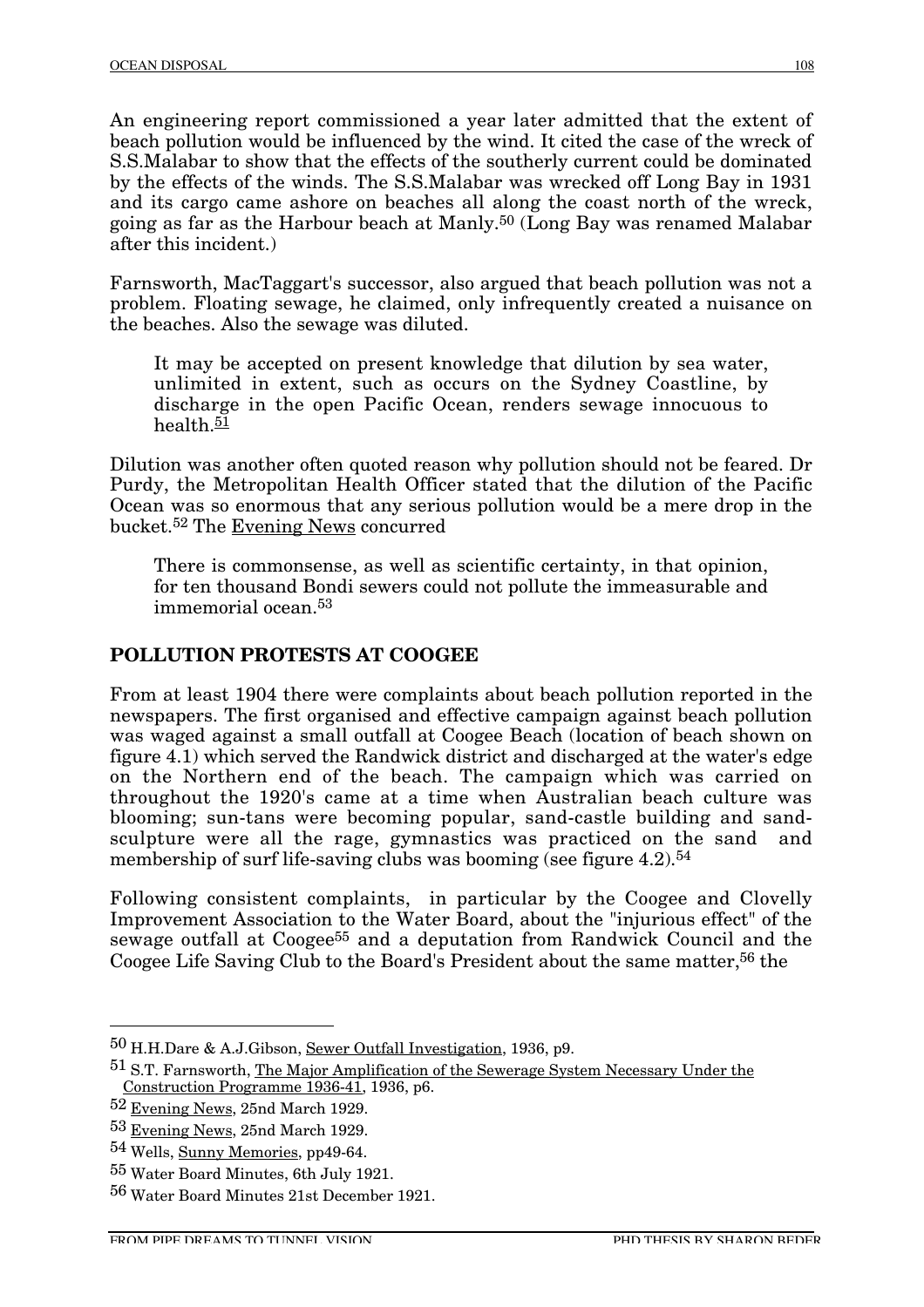An engineering report commissioned a year later admitted that the extent of beach pollution would be influenced by the wind. It cited the case of the wreck of S.S.Malabar to show that the effects of the southerly current could be dominated by the effects of the winds. The S.S.Malabar was wrecked off Long Bay in 1931 and its cargo came ashore on beaches all along the coast north of the wreck, going as far as the Harbour beach at Manly.[50] (Long Bay was renamed Malabar after this incident.)

Farnsworth, MacTaggart's successor, also argued that beach pollution was not a problem. Floating sewage, he claimed, only infrequently created a nuisance on the beaches. Also the sewage was diluted.

> It may be accepted on present knowledge that dilution by sea water, unlimited in extent, such as occurs on the Sydney Coastline, by discharge in the open Pacific Ocean, renders sewage innocuous to health.[51]

Dilution was another often quoted reason why pollution should not be feared. Dr Purdy, the Metropolitan Health Officer stated that the dilution of the Pacific Ocean was so enormous that any serious pollution would be a mere drop in the bucket.[52] The Evening News concurred

> There is commonsense, as well as scientific certainty, in that opinion, for ten thousand Bondi sewers could not pollute the immeasurable and immemorial ocean.[53]

## POLLUTION PROTESTS AT COOGEE

From at least 1904 there were complaints about beach pollution reported in the newspapers. The first organised and effective campaign against beach pollution was waged against a small outfall at Coogee Beach (location of beach shown on figure 4.1) which served the Randwick district and discharged at the water's edge on the Northern end of the beach. The campaign which was carried on throughout the 1920's came at a time when Australian beach culture was blooming; sun-tans were becoming popular, sand-castle building and sand-sculpture were all the rage, gymnastics was practiced on the sand and membership of surf life-saving clubs was booming (see figure 4.2).[54]

Following consistent complaints, in particular by the Coogee and Clovelly Improvement Association to the Water Board, about the "injurious effect" of the sewage outfall at Coogee[55] and a deputation from Randwick Council and the Coogee Life Saving Club to the Board's President about the same matter,[56] the

---

[50] H.H.Dare & A.J.Gibson, Sewer Outfall Investigation, 1936, p9.

[51] S.T. Farnsworth, The Major Amplification of the Sewerage System Necessary Under the Construction Programme 1936-41, 1936, p6.

[52] Evening News, 25nd March 1929.

[53] Evening News, 25nd March 1929.

[54] Wells, Sunny Memories, pp49-64.

[55] Water Board Minutes, 6th July 1921.

[56] Water Board Minutes 21st December 1921.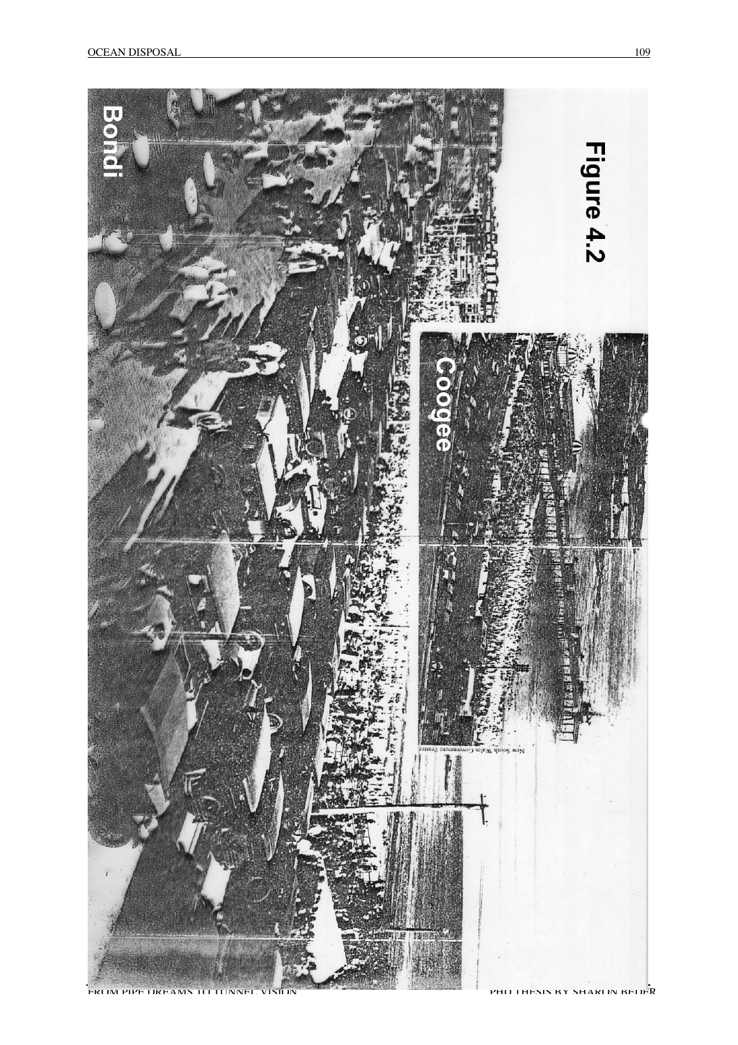**Figure 4.2**

Bondi

Coogee

New South Wales Government Printer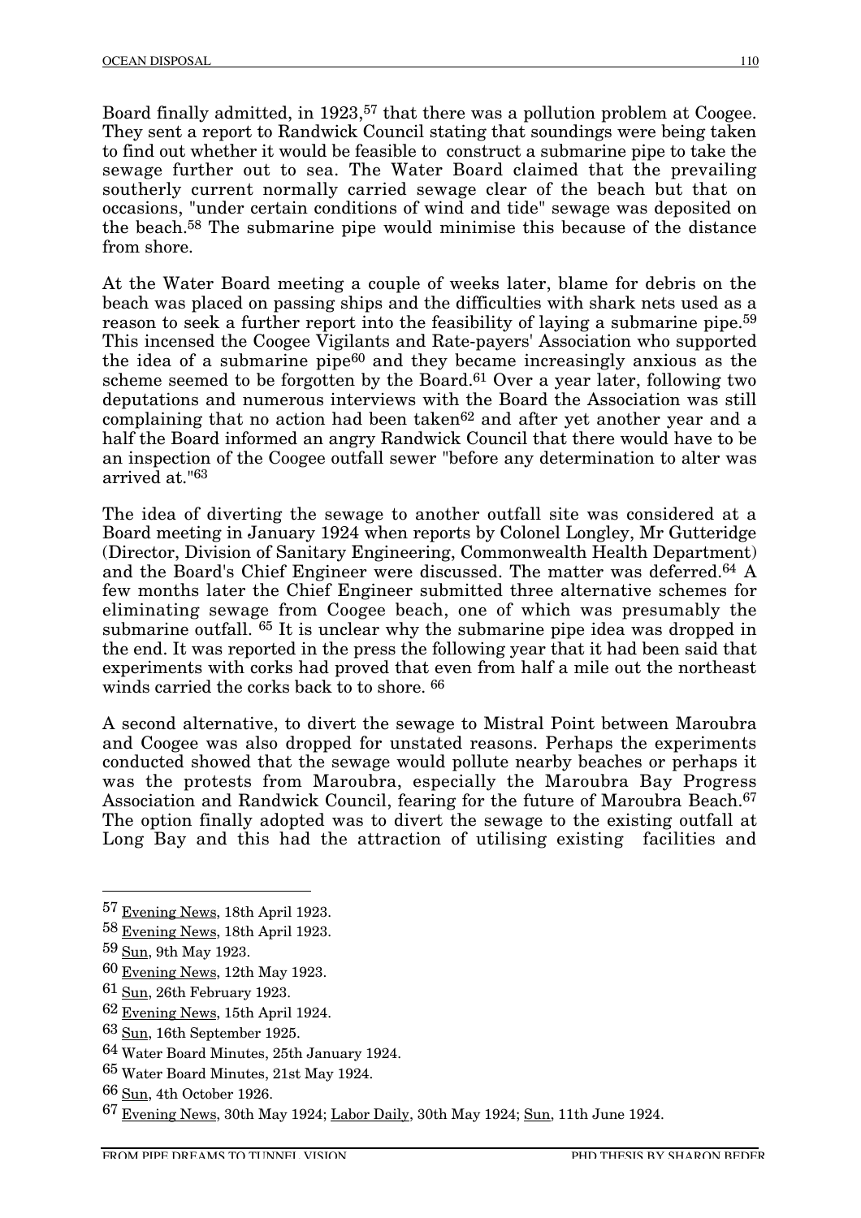Board finally admitted, in 1923,[57] that there was a pollution problem at Coogee. They sent a report to Randwick Council stating that soundings were being taken to find out whether it would be feasible to construct a submarine pipe to take the sewage further out to sea. The Water Board claimed that the prevailing southerly current normally carried sewage clear of the beach but that on occasions, "under certain conditions of wind and tide" sewage was deposited on the beach.[58] The submarine pipe would minimise this because of the distance from shore.

At the Water Board meeting a couple of weeks later, blame for debris on the beach was placed on passing ships and the difficulties with shark nets used as a reason to seek a further report into the feasibility of laying a submarine pipe.[59] This incensed the Coogee Vigilants and Rate-payers' Association who supported the idea of a submarine pipe[60] and they became increasingly anxious as the scheme seemed to be forgotten by the Board.[61] Over a year later, following two deputations and numerous interviews with the Board the Association was still complaining that no action had been taken[62] and after yet another year and a half the Board informed an angry Randwick Council that there would have to be an inspection of the Coogee outfall sewer "before any determination to alter was arrived at."[63]

The idea of diverting the sewage to another outfall site was considered at a Board meeting in January 1924 when reports by Colonel Longley, Mr Gutteridge (Director, Division of Sanitary Engineering, Commonwealth Health Department) and the Board's Chief Engineer were discussed. The matter was deferred.[64] A few months later the Chief Engineer submitted three alternative schemes for eliminating sewage from Coogee beach, one of which was presumably the submarine outfall. [65] It is unclear why the submarine pipe idea was dropped in the end. It was reported in the press the following year that it had been said that experiments with corks had proved that even from half a mile out the northeast winds carried the corks back to to shore. [66]

A second alternative, to divert the sewage to Mistral Point between Maroubra and Coogee was also dropped for unstated reasons. Perhaps the experiments conducted showed that the sewage would pollute nearby beaches or perhaps it was the protests from Maroubra, especially the Maroubra Bay Progress Association and Randwick Council, fearing for the future of Maroubra Beach.[67] The option finally adopted was to divert the sewage to the existing outfall at Long Bay and this had the attraction of utilising existing facilities and

---

57 Evening News, 18th April 1923.

58 Evening News, 18th April 1923.

59 Sun, 9th May 1923.

60 Evening News, 12th May 1923.

61 Sun, 26th February 1923.

62 Evening News, 15th April 1924.

63 Sun, 16th September 1925.

64 Water Board Minutes, 25th January 1924.

65 Water Board Minutes, 21st May 1924.

66 Sun, 4th October 1926.

67 Evening News, 30th May 1924; Labor Daily, 30th May 1924; Sun, 11th June 1924.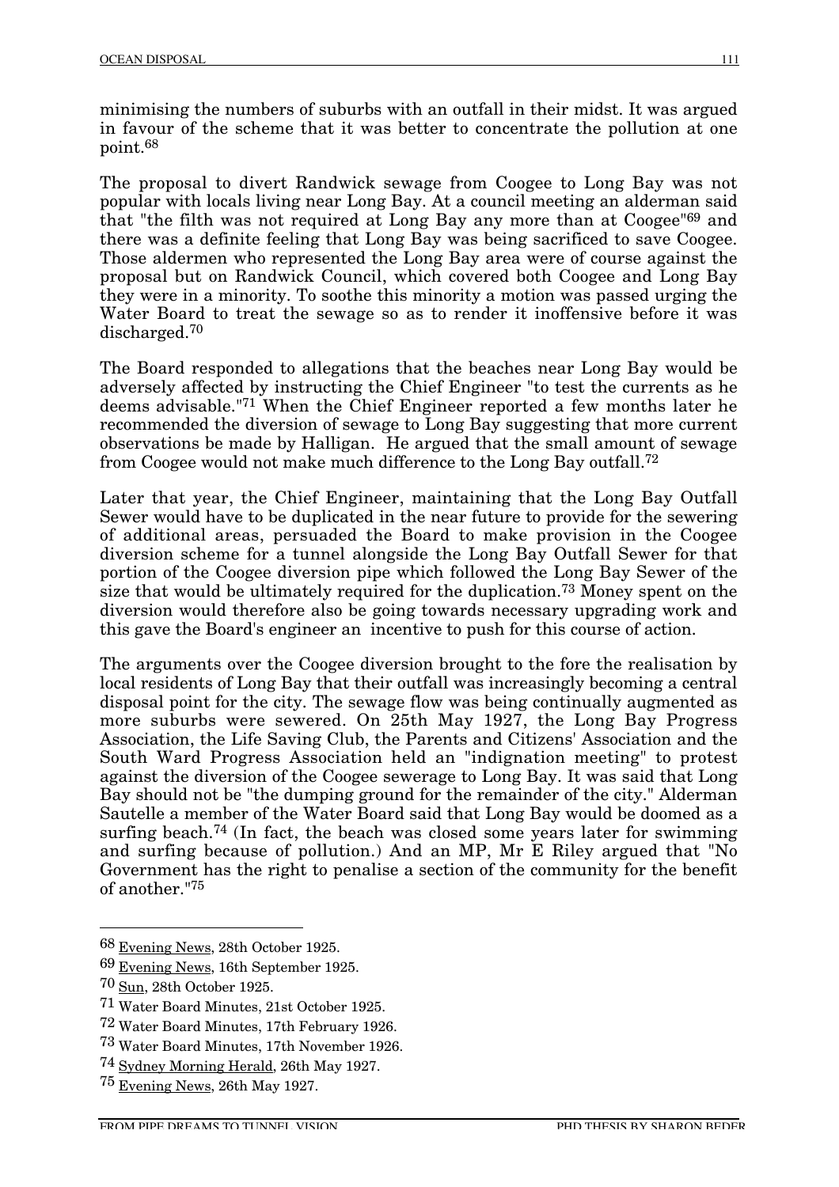minimising the numbers of suburbs with an outfall in their midst. It was argued in favour of the scheme that it was better to concentrate the pollution at one point.[68]

The proposal to divert Randwick sewage from Coogee to Long Bay was not popular with locals living near Long Bay. At a council meeting an alderman said that "the filth was not required at Long Bay any more than at Coogee"[69] and there was a definite feeling that Long Bay was being sacrificed to save Coogee. Those aldermen who represented the Long Bay area were of course against the proposal but on Randwick Council, which covered both Coogee and Long Bay they were in a minority. To soothe this minority a motion was passed urging the Water Board to treat the sewage so as to render it inoffensive before it was discharged.[70]

The Board responded to allegations that the beaches near Long Bay would be adversely affected by instructing the Chief Engineer "to test the currents as he deems advisable."[71] When the Chief Engineer reported a few months later he recommended the diversion of sewage to Long Bay suggesting that more current observations be made by Halligan. He argued that the small amount of sewage from Coogee would not make much difference to the Long Bay outfall.[72]

Later that year, the Chief Engineer, maintaining that the Long Bay Outfall Sewer would have to be duplicated in the near future to provide for the sewering of additional areas, persuaded the Board to make provision in the Coogee diversion scheme for a tunnel alongside the Long Bay Outfall Sewer for that portion of the Coogee diversion pipe which followed the Long Bay Sewer of the size that would be ultimately required for the duplication.[73] Money spent on the diversion would therefore also be going towards necessary upgrading work and this gave the Board's engineer an incentive to push for this course of action.

The arguments over the Coogee diversion brought to the fore the realisation by local residents of Long Bay that their outfall was increasingly becoming a central disposal point for the city. The sewage flow was being continually augmented as more suburbs were sewered. On 25th May 1927, the Long Bay Progress Association, the Life Saving Club, the Parents and Citizens' Association and the South Ward Progress Association held an "indignation meeting" to protest against the diversion of the Coogee sewerage to Long Bay. It was said that Long Bay should not be "the dumping ground for the remainder of the city." Alderman Sautelle a member of the Water Board said that Long Bay would be doomed as a surfing beach.[74] (In fact, the beach was closed some years later for swimming and surfing because of pollution.) And an MP, Mr E Riley argued that "No Government has the right to penalise a section of the community for the benefit of another."[75]

---

[68] Evening News, 28th October 1925.

[69] Evening News, 16th September 1925.

[70] Sun, 28th October 1925.

[71] Water Board Minutes, 21st October 1925.

[72] Water Board Minutes, 17th February 1926.

[73] Water Board Minutes, 17th November 1926.

[74] Sydney Morning Herald, 26th May 1927.

[75] Evening News, 26th May 1927.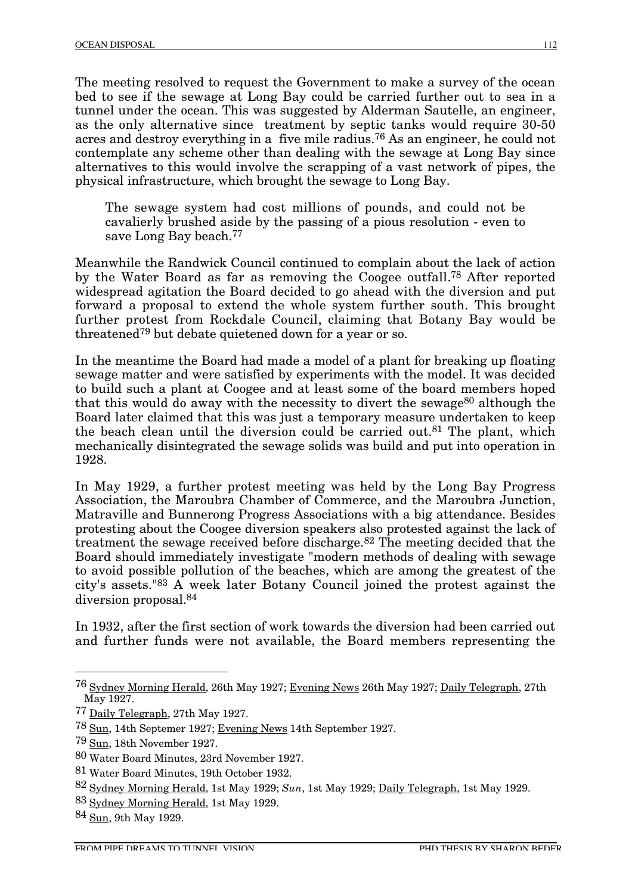The meeting resolved to request the Government to make a survey of the ocean bed to see if the sewage at Long Bay could be carried further out to sea in a tunnel under the ocean. This was suggested by Alderman Sautelle, an engineer, as the only alternative since treatment by septic tanks would require 30-50 acres and destroy everything in a five mile radius.[76] As an engineer, he could not contemplate any scheme other than dealing with the sewage at Long Bay since alternatives to this would involve the scrapping of a vast network of pipes, the physical infrastructure, which brought the sewage to Long Bay.

> The sewage system had cost millions of pounds, and could not be cavalierly brushed aside by the passing of a pious resolution - even to save Long Bay beach.[77]

Meanwhile the Randwick Council continued to complain about the lack of action by the Water Board as far as removing the Coogee outfall.[78] After reported widespread agitation the Board decided to go ahead with the diversion and put forward a proposal to extend the whole system further south. This brought further protest from Rockdale Council, claiming that Botany Bay would be threatened[79] but debate quietened down for a year or so.

In the meantime the Board had made a model of a plant for breaking up floating sewage matter and were satisfied by experiments with the model. It was decided to build such a plant at Coogee and at least some of the board members hoped that this would do away with the necessity to divert the sewage[80] although the Board later claimed that this was just a temporary measure undertaken to keep the beach clean until the diversion could be carried out.[81] The plant, which mechanically disintegrated the sewage solids was build and put into operation in 1928.

In May 1929, a further protest meeting was held by the Long Bay Progress Association, the Maroubra Chamber of Commerce, and the Maroubra Junction, Matraville and Bunnerong Progress Associations with a big attendance. Besides protesting about the Coogee diversion speakers also protested against the lack of treatment the sewage received before discharge.[82] The meeting decided that the Board should immediately investigate "modern methods of dealing with sewage to avoid possible pollution of the beaches, which are among the greatest of the city's assets."[83] A week later Botany Council joined the protest against the diversion proposal.[84]

In 1932, after the first section of work towards the diversion had been carried out and further funds were not available, the Board members representing the

---

[76] Sydney Morning Herald, 26th May 1927; Evening News 26th May 1927; Daily Telegraph, 27th May 1927.

[77] Daily Telegraph, 27th May 1927.

[78] Sun, 14th Septemer 1927; Evening News 14th September 1927.

[79] Sun, 18th November 1927.

[80] Water Board Minutes, 23rd November 1927.

[81] Water Board Minutes, 19th October 1932.

[82] Sydney Morning Herald, 1st May 1929; *Sun*, 1st May 1929; Daily Telegraph, 1st May 1929.

[83] Sydney Morning Herald, 1st May 1929.

[84] Sun, 9th May 1929.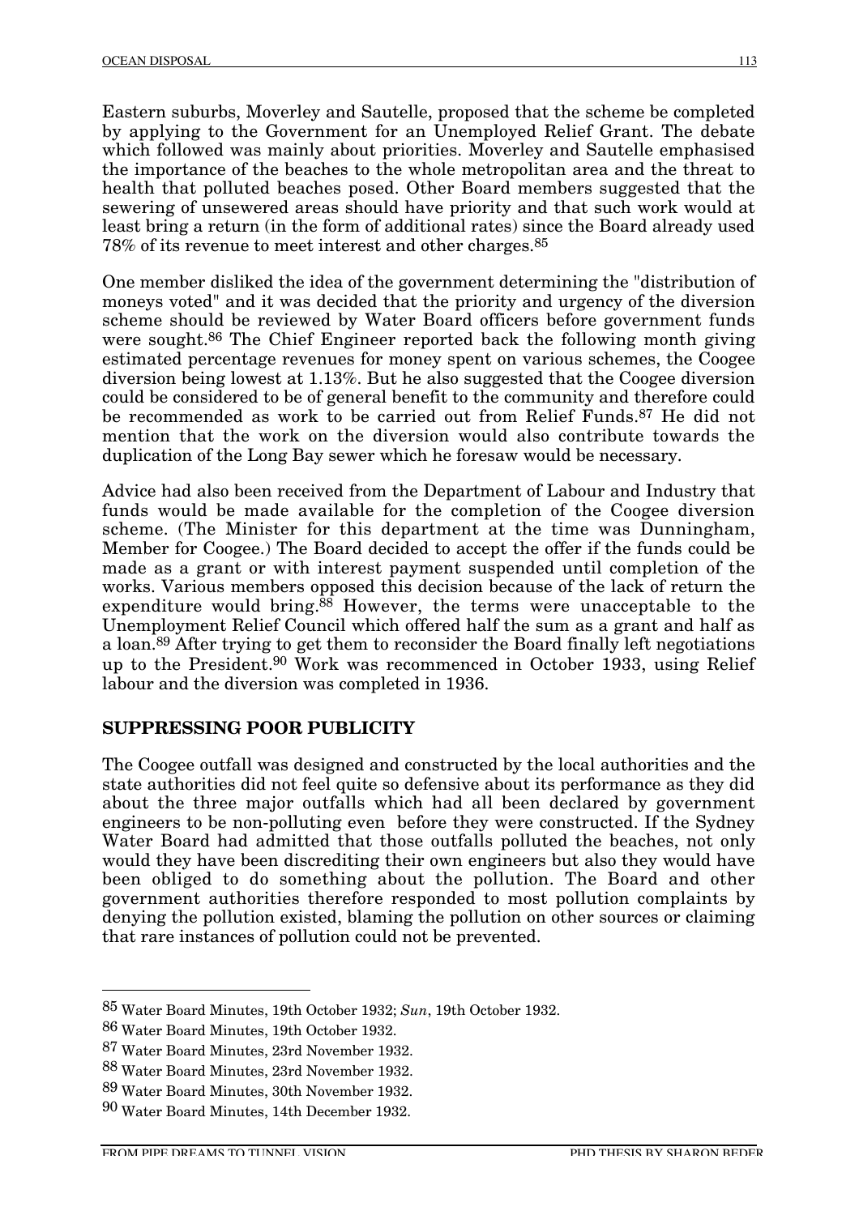Eastern suburbs, Moverley and Sautelle, proposed that the scheme be completed by applying to the Government for an Unemployed Relief Grant. The debate which followed was mainly about priorities. Moverley and Sautelle emphasised the importance of the beaches to the whole metropolitan area and the threat to health that polluted beaches posed. Other Board members suggested that the sewering of unsewered areas should have priority and that such work would at least bring a return (in the form of additional rates) since the Board already used 78% of its revenue to meet interest and other charges.[85]

One member disliked the idea of the government determining the "distribution of moneys voted" and it was decided that the priority and urgency of the diversion scheme should be reviewed by Water Board officers before government funds were sought.[86] The Chief Engineer reported back the following month giving estimated percentage revenues for money spent on various schemes, the Coogee diversion being lowest at 1.13%. But he also suggested that the Coogee diversion could be considered to be of general benefit to the community and therefore could be recommended as work to be carried out from Relief Funds.[87] He did not mention that the work on the diversion would also contribute towards the duplication of the Long Bay sewer which he foresaw would be necessary.

Advice had also been received from the Department of Labour and Industry that funds would be made available for the completion of the Coogee diversion scheme. (The Minister for this department at the time was Dunningham, Member for Coogee.) The Board decided to accept the offer if the funds could be made as a grant or with interest payment suspended until completion of the works. Various members opposed this decision because of the lack of return the expenditure would bring.[88] However, the terms were unacceptable to the Unemployment Relief Council which offered half the sum as a grant and half as a loan.[89] After trying to get them to reconsider the Board finally left negotiations up to the President.[90] Work was recommenced in October 1933, using Relief labour and the diversion was completed in 1936.

## SUPPRESSING POOR PUBLICITY

The Coogee outfall was designed and constructed by the local authorities and the state authorities did not feel quite so defensive about its performance as they did about the three major outfalls which had all been declared by government engineers to be non-polluting even before they were constructed. If the Sydney Water Board had admitted that those outfalls polluted the beaches, not only would they have been discrediting their own engineers but also they would have been obliged to do something about the pollution. The Board and other government authorities therefore responded to most pollution complaints by denying the pollution existed, blaming the pollution on other sources or claiming that rare instances of pollution could not be prevented.

---

[85] Water Board Minutes, 19th October 1932; *Sun*, 19th October 1932.

[86] Water Board Minutes, 19th October 1932.

[87] Water Board Minutes, 23rd November 1932.

[88] Water Board Minutes, 23rd November 1932.

[89] Water Board Minutes, 30th November 1932.

[90] Water Board Minutes, 14th December 1932.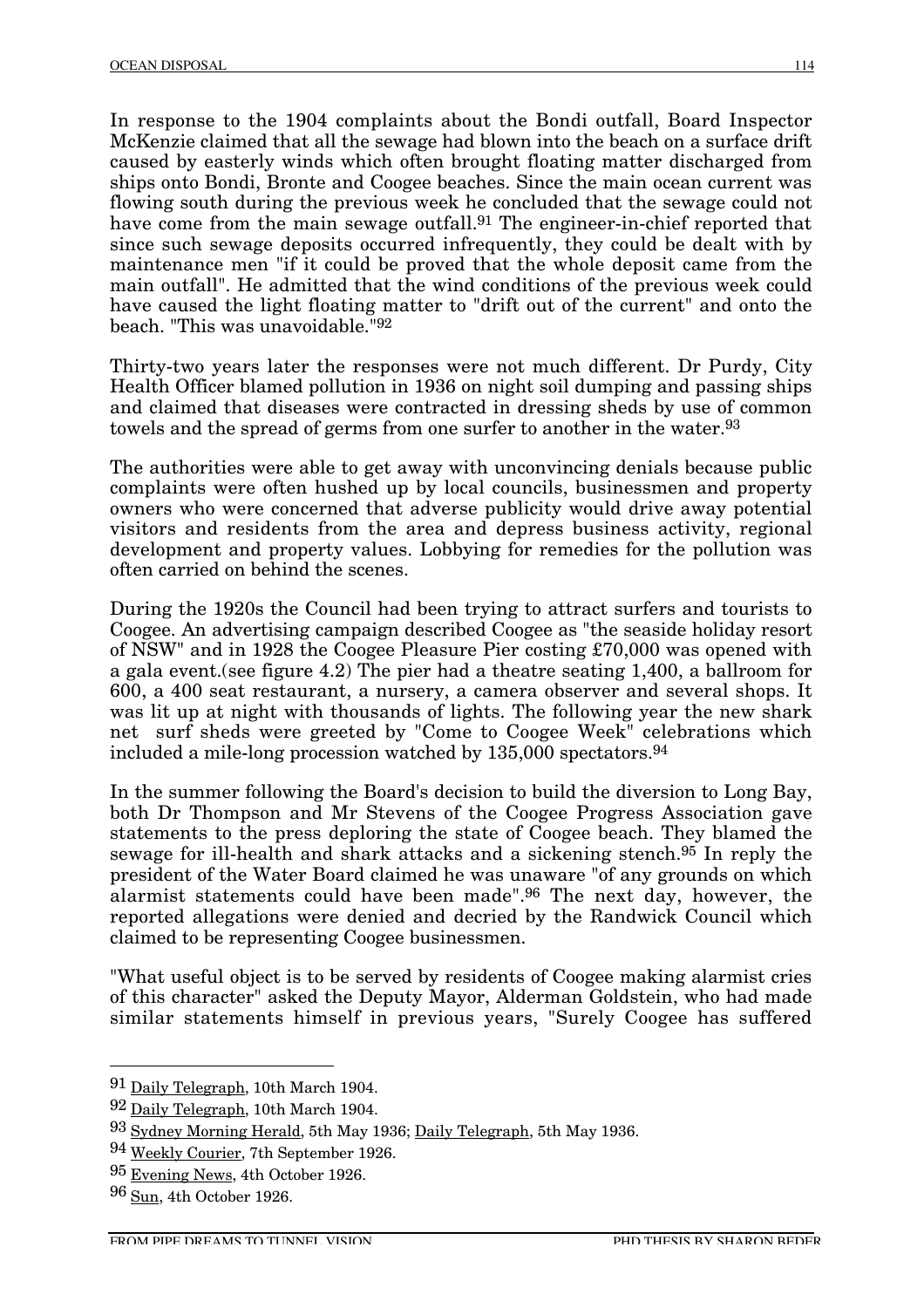In response to the 1904 complaints about the Bondi outfall, Board Inspector McKenzie claimed that all the sewage had blown into the beach on a surface drift caused by easterly winds which often brought floating matter discharged from ships onto Bondi, Bronte and Coogee beaches. Since the main ocean current was flowing south during the previous week he concluded that the sewage could not have come from the main sewage outfall.[91] The engineer-in-chief reported that since such sewage deposits occurred infrequently, they could be dealt with by maintenance men "if it could be proved that the whole deposit came from the main outfall". He admitted that the wind conditions of the previous week could have caused the light floating matter to "drift out of the current" and onto the beach. "This was unavoidable."[92]

Thirty-two years later the responses were not much different. Dr Purdy, City Health Officer blamed pollution in 1936 on night soil dumping and passing ships and claimed that diseases were contracted in dressing sheds by use of common towels and the spread of germs from one surfer to another in the water.[93]

The authorities were able to get away with unconvincing denials because public complaints were often hushed up by local councils, businessmen and property owners who were concerned that adverse publicity would drive away potential visitors and residents from the area and depress business activity, regional development and property values. Lobbying for remedies for the pollution was often carried on behind the scenes.

During the 1920s the Council had been trying to attract surfers and tourists to Coogee. An advertising campaign described Coogee as "the seaside holiday resort of NSW" and in 1928 the Coogee Pleasure Pier costing £70,000 was opened with a gala event.(see figure 4.2) The pier had a theatre seating 1,400, a ballroom for 600, a 400 seat restaurant, a nursery, a camera observer and several shops. It was lit up at night with thousands of lights. The following year the new shark net surf sheds were greeted by "Come to Coogee Week" celebrations which included a mile-long procession watched by 135,000 spectators.[94]

In the summer following the Board's decision to build the diversion to Long Bay, both Dr Thompson and Mr Stevens of the Coogee Progress Association gave statements to the press deploring the state of Coogee beach. They blamed the sewage for ill-health and shark attacks and a sickening stench.[95] In reply the president of the Water Board claimed he was unaware "of any grounds on which alarmist statements could have been made".[96] The next day, however, the reported allegations were denied and decried by the Randwick Council which claimed to be representing Coogee businessmen.

"What useful object is to be served by residents of Coogee making alarmist cries of this character" asked the Deputy Mayor, Alderman Goldstein, who had made similar statements himself in previous years, "Surely Coogee has suffered

---

[91] Daily Telegraph, 10th March 1904.

[92] Daily Telegraph, 10th March 1904.

[93] Sydney Morning Herald, 5th May 1936; Daily Telegraph, 5th May 1936.

[94] Weekly Courier, 7th September 1926.

[95] Evening News, 4th October 1926.

[96] Sun, 4th October 1926.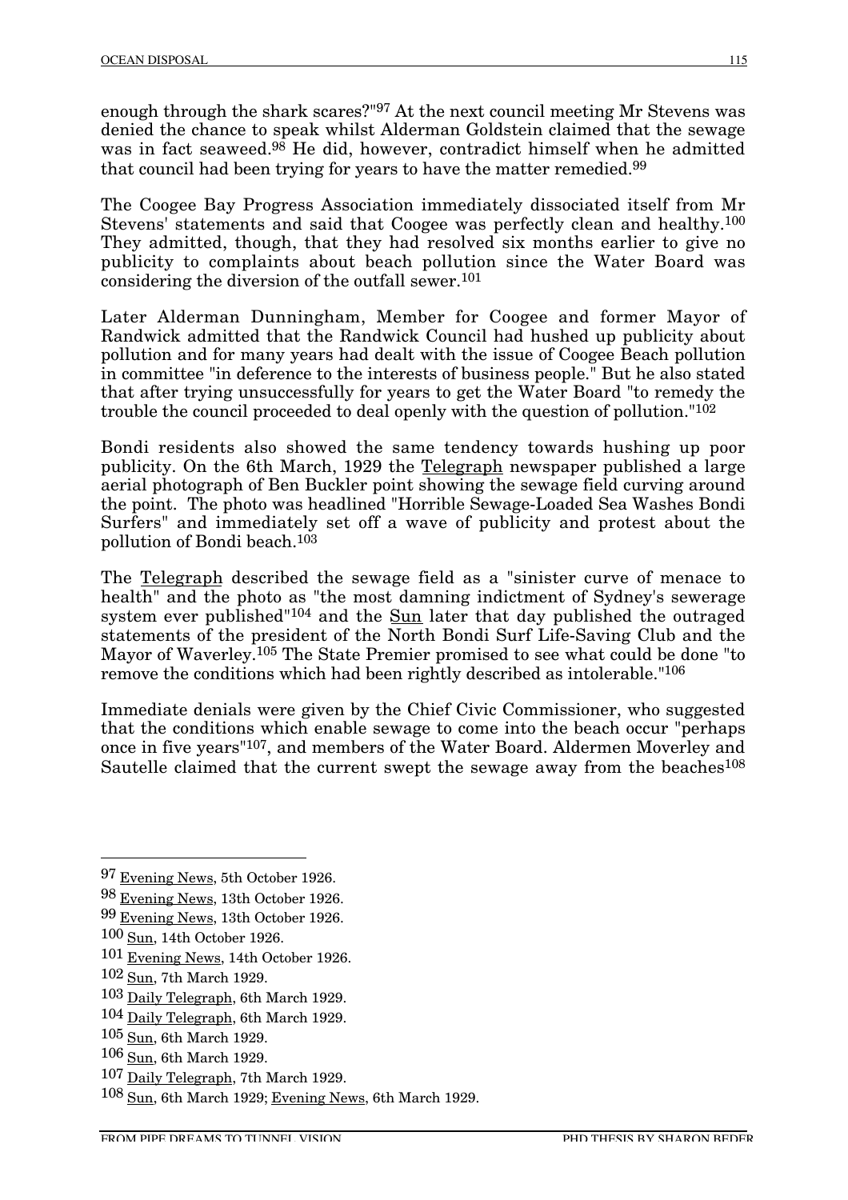enough through the shark scares?"[97] At the next council meeting Mr Stevens was denied the chance to speak whilst Alderman Goldstein claimed that the sewage was in fact seaweed.[98] He did, however, contradict himself when he admitted that council had been trying for years to have the matter remedied.[99]

The Coogee Bay Progress Association immediately dissociated itself from Mr Stevens' statements and said that Coogee was perfectly clean and healthy.[100] They admitted, though, that they had resolved six months earlier to give no publicity to complaints about beach pollution since the Water Board was considering the diversion of the outfall sewer.[101]

Later Alderman Dunningham, Member for Coogee and former Mayor of Randwick admitted that the Randwick Council had hushed up publicity about pollution and for many years had dealt with the issue of Coogee Beach pollution in committee "in deference to the interests of business people." But he also stated that after trying unsuccessfully for years to get the Water Board "to remedy the trouble the council proceeded to deal openly with the question of pollution."[102]

Bondi residents also showed the same tendency towards hushing up poor publicity. On the 6th March, 1929 the Telegraph newspaper published a large aerial photograph of Ben Buckler point showing the sewage field curving around the point. The photo was headlined "Horrible Sewage-Loaded Sea Washes Bondi Surfers" and immediately set off a wave of publicity and protest about the pollution of Bondi beach.[103]

The Telegraph described the sewage field as a "sinister curve of menace to health" and the photo as "the most damning indictment of Sydney's sewerage system ever published"[104] and the Sun later that day published the outraged statements of the president of the North Bondi Surf Life-Saving Club and the Mayor of Waverley.[105] The State Premier promised to see what could be done "to remove the conditions which had been rightly described as intolerable."[106]

Immediate denials were given by the Chief Civic Commissioner, who suggested that the conditions which enable sewage to come into the beach occur "perhaps once in five years"[107], and members of the Water Board. Aldermen Moverley and Sautelle claimed that the current swept the sewage away from the beaches[108]

---

97 Evening News, 5th October 1926.

98 Evening News, 13th October 1926.

99 Evening News, 13th October 1926.

100 Sun, 14th October 1926.

101 Evening News, 14th October 1926.

102 Sun, 7th March 1929.

103 Daily Telegraph, 6th March 1929.

104 Daily Telegraph, 6th March 1929.

105 Sun, 6th March 1929.

106 Sun, 6th March 1929.

107 Daily Telegraph, 7th March 1929.

108 Sun, 6th March 1929; Evening News, 6th March 1929.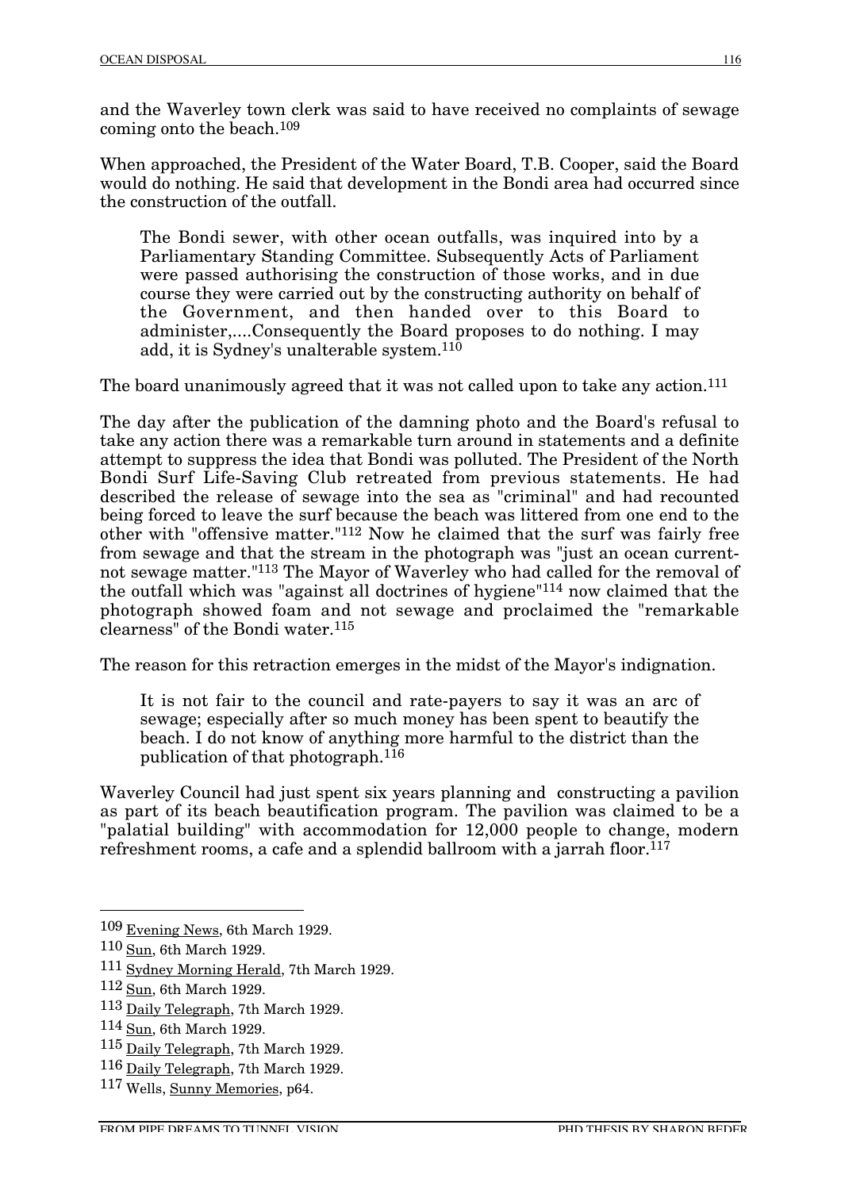and the Waverley town clerk was said to have received no complaints of sewage coming onto the beach.[109]

When approached, the President of the Water Board, T.B. Cooper, said the Board would do nothing. He said that development in the Bondi area had occurred since the construction of the outfall.

> The Bondi sewer, with other ocean outfalls, was inquired into by a Parliamentary Standing Committee. Subsequently Acts of Parliament were passed authorising the construction of those works, and in due course they were carried out by the constructing authority on behalf of the Government, and then handed over to this Board to administer,....Consequently the Board proposes to do nothing. I may add, it is Sydney's unalterable system.[110]

The board unanimously agreed that it was not called upon to take any action.[111]

The day after the publication of the damning photo and the Board's refusal to take any action there was a remarkable turn around in statements and a definite attempt to suppress the idea that Bondi was polluted. The President of the North Bondi Surf Life-Saving Club retreated from previous statements. He had described the release of sewage into the sea as "criminal" and had recounted being forced to leave the surf because the beach was littered from one end to the other with "offensive matter."[112] Now he claimed that the surf was fairly free from sewage and that the stream in the photograph was "just an ocean current-not sewage matter."[113] The Mayor of Waverley who had called for the removal of the outfall which was "against all doctrines of hygiene"[114] now claimed that the photograph showed foam and not sewage and proclaimed the "remarkable clearness" of the Bondi water.[115]

The reason for this retraction emerges in the midst of the Mayor's indignation.

> It is not fair to the council and rate-payers to say it was an arc of sewage; especially after so much money has been spent to beautify the beach. I do not know of anything more harmful to the district than the publication of that photograph.[116]

Waverley Council had just spent six years planning and constructing a pavilion as part of its beach beautification program. The pavilion was claimed to be a "palatial building" with accommodation for 12,000 people to change, modern refreshment rooms, a cafe and a splendid ballroom with a jarrah floor.[117]

---

[109] Evening News, 6th March 1929.

[110] Sun, 6th March 1929.

[111] Sydney Morning Herald, 7th March 1929.

[112] Sun, 6th March 1929.

[113] Daily Telegraph, 7th March 1929.

[114] Sun, 6th March 1929.

[115] Daily Telegraph, 7th March 1929.

[116] Daily Telegraph, 7th March 1929.

[117] Wells, Sunny Memories, p64.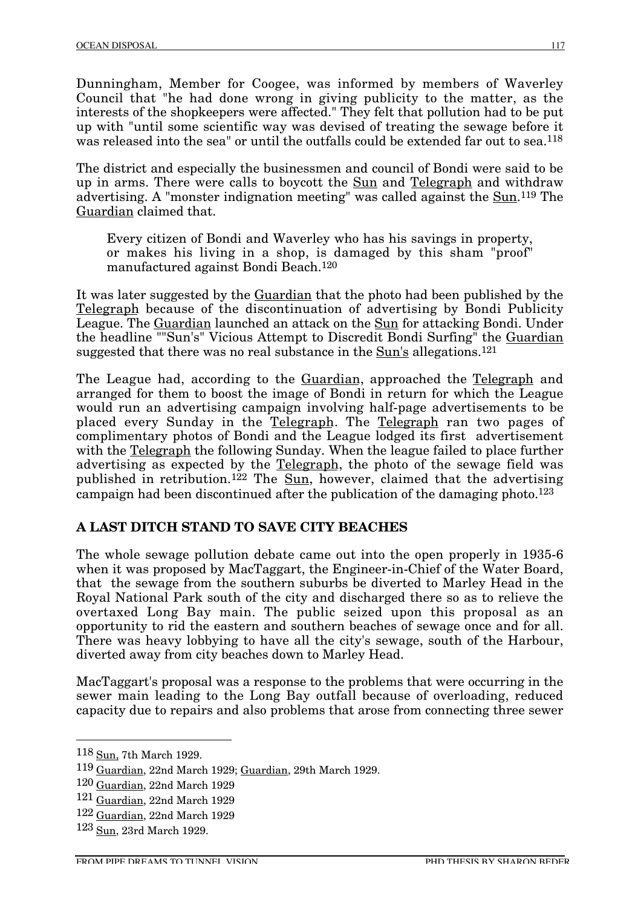Dunningham, Member for Coogee, was informed by members of Waverley Council that "he had done wrong in giving publicity to the matter, as the interests of the shopkeepers were affected." They felt that pollution had to be put up with "until some scientific way was devised of treating the sewage before it was released into the sea" or until the outfalls could be extended far out to sea.[118]

The district and especially the businessmen and council of Bondi were said to be up in arms. There were calls to boycott the Sun and Telegraph and withdraw advertising. A "monster indignation meeting" was called against the Sun.[119] The Guardian claimed that.

> Every citizen of Bondi and Waverley who has his savings in property, or makes his living in a shop, is damaged by this sham "proof" manufactured against Bondi Beach.[120]

It was later suggested by the Guardian that the photo had been published by the Telegraph because of the discontinuation of advertising by Bondi Publicity League. The Guardian launched an attack on the Sun for attacking Bondi. Under the headline ""Sun's" Vicious Attempt to Discredit Bondi Surfing" the Guardian suggested that there was no real substance in the Sun's allegations.[121]

The League had, according to the Guardian, approached the Telegraph and arranged for them to boost the image of Bondi in return for which the League would run an advertising campaign involving half-page advertisements to be placed every Sunday in the Telegraph. The Telegraph ran two pages of complimentary photos of Bondi and the League lodged its first advertisement with the Telegraph the following Sunday. When the league failed to place further advertising as expected by the Telegraph, the photo of the sewage field was published in retribution.[122] The Sun, however, claimed that the advertising campaign had been discontinued after the publication of the damaging photo.[123]

## A LAST DITCH STAND TO SAVE CITY BEACHES

The whole sewage pollution debate came out into the open properly in 1935-6 when it was proposed by MacTaggart, the Engineer-in-Chief of the Water Board, that the sewage from the southern suburbs be diverted to Marley Head in the Royal National Park south of the city and discharged there so as to relieve the overtaxed Long Bay main. The public seized upon this proposal as an opportunity to rid the eastern and southern beaches of sewage once and for all. There was heavy lobbying to have all the city's sewage, south of the Harbour, diverted away from city beaches down to Marley Head.

MacTaggart's proposal was a response to the problems that were occurring in the sewer main leading to the Long Bay outfall because of overloading, reduced capacity due to repairs and also problems that arose from connecting three sewer

---

[118] Sun, 7th March 1929.

[119] Guardian, 22nd March 1929; Guardian, 29th March 1929.

[120] Guardian, 22nd March 1929

[121] Guardian, 22nd March 1929

[122] Guardian, 22nd March 1929

[123] Sun, 23rd March 1929.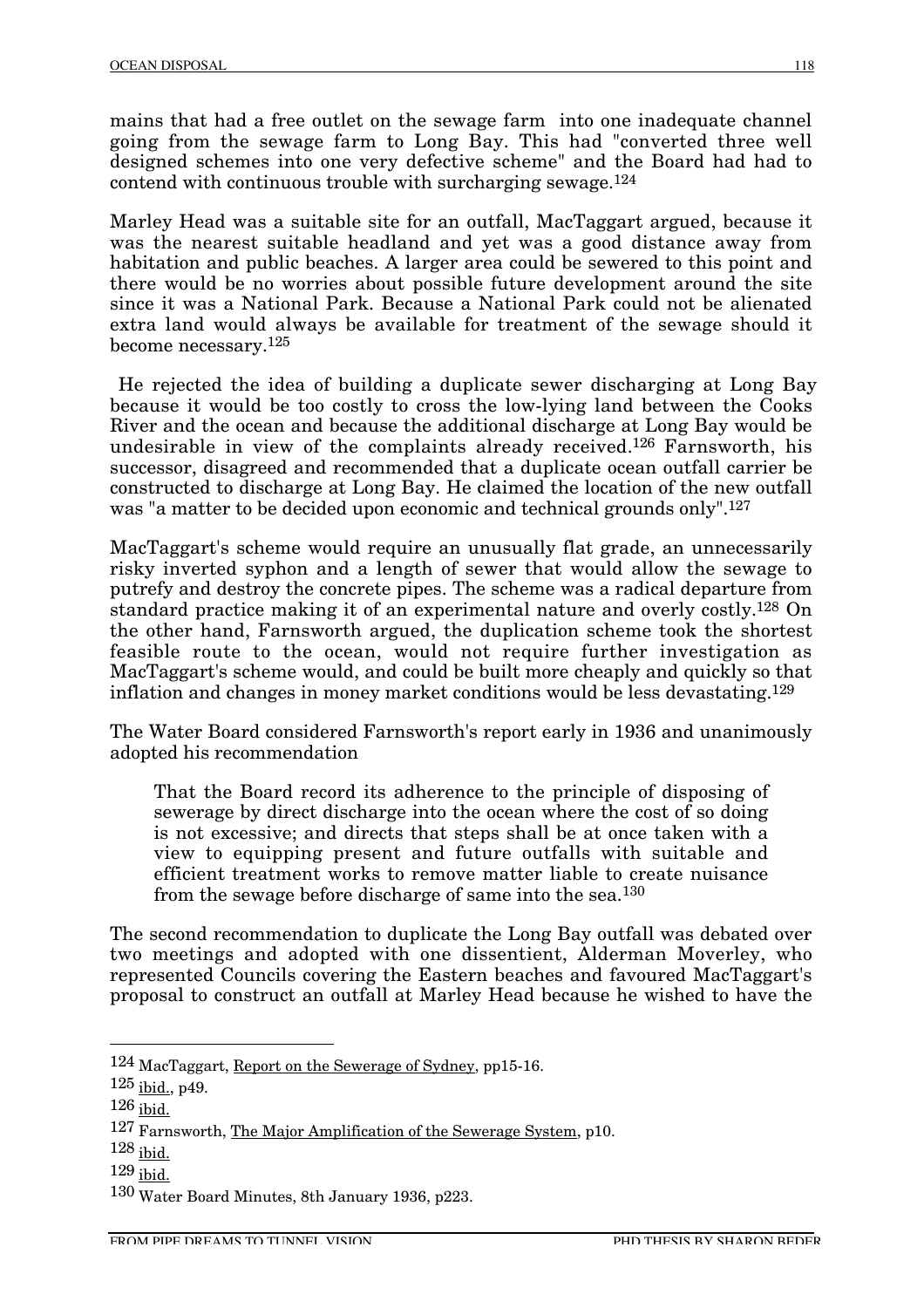mains that had a free outlet on the sewage farm into one inadequate channel going from the sewage farm to Long Bay. This had "converted three well designed schemes into one very defective scheme" and the Board had had to contend with continuous trouble with surcharging sewage.[124]

Marley Head was a suitable site for an outfall, MacTaggart argued, because it was the nearest suitable headland and yet was a good distance away from habitation and public beaches. A larger area could be sewered to this point and there would be no worries about possible future development around the site since it was a National Park. Because a National Park could not be alienated extra land would always be available for treatment of the sewage should it become necessary.[125]

He rejected the idea of building a duplicate sewer discharging at Long Bay because it would be too costly to cross the low-lying land between the Cooks River and the ocean and because the additional discharge at Long Bay would be undesirable in view of the complaints already received.[126] Farnsworth, his successor, disagreed and recommended that a duplicate ocean outfall carrier be constructed to discharge at Long Bay. He claimed the location of the new outfall was "a matter to be decided upon economic and technical grounds only".[127]

MacTaggart's scheme would require an unusually flat grade, an unnecessarily risky inverted syphon and a length of sewer that would allow the sewage to putrefy and destroy the concrete pipes. The scheme was a radical departure from standard practice making it of an experimental nature and overly costly.[128] On the other hand, Farnsworth argued, the duplication scheme took the shortest feasible route to the ocean, would not require further investigation as MacTaggart's scheme would, and could be built more cheaply and quickly so that inflation and changes in money market conditions would be less devastating.[129]

The Water Board considered Farnsworth's report early in 1936 and unanimously adopted his recommendation

> That the Board record its adherence to the principle of disposing of sewerage by direct discharge into the ocean where the cost of so doing is not excessive; and directs that steps shall be at once taken with a view to equipping present and future outfalls with suitable and efficient treatment works to remove matter liable to create nuisance from the sewage before discharge of same into the sea.[130]

The second recommendation to duplicate the Long Bay outfall was debated over two meetings and adopted with one dissentient, Alderman Moverley, who represented Councils covering the Eastern beaches and favoured MacTaggart's proposal to construct an outfall at Marley Head because he wished to have the

---

[124] MacTaggart, Report on the Sewerage of Sydney, pp15-16.

[125] ibid., p49.

[126] ibid.

[127] Farnsworth, The Major Amplification of the Sewerage System, p10.

[128] ibid.

[129] ibid.

[130] Water Board Minutes, 8th January 1936, p223.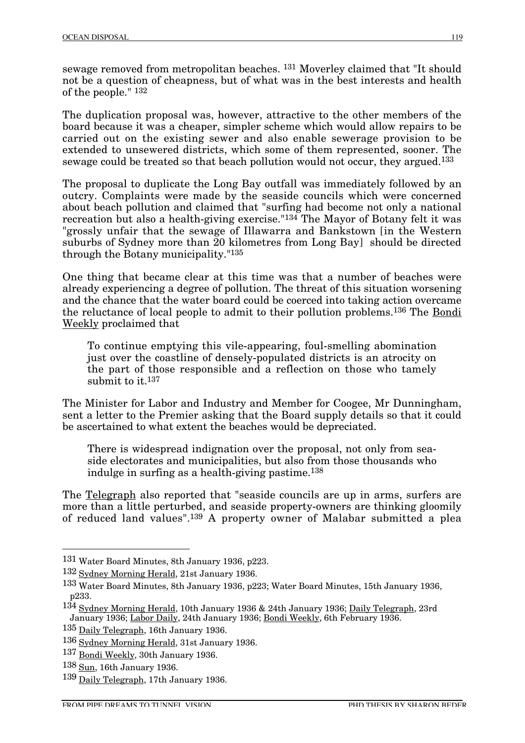sewage removed from metropolitan beaches. [131] Moverley claimed that "It should not be a question of cheapness, but of what was in the best interests and health of the people." [132]

The duplication proposal was, however, attractive to the other members of the board because it was a cheaper, simpler scheme which would allow repairs to be carried out on the existing sewer and also enable sewerage provision to be extended to unsewered districts, which some of them represented, sooner. The sewage could be treated so that beach pollution would not occur, they argued.[133]

The proposal to duplicate the Long Bay outfall was immediately followed by an outcry. Complaints were made by the seaside councils which were concerned about beach pollution and claimed that "surfing had become not only a national recreation but also a health-giving exercise."[134] The Mayor of Botany felt it was "grossly unfair that the sewage of Illawarra and Bankstown [in the Western suburbs of Sydney more than 20 kilometres from Long Bay] should be directed through the Botany municipality."[135]

One thing that became clear at this time was that a number of beaches were already experiencing a degree of pollution. The threat of this situation worsening and the chance that the water board could be coerced into taking action overcame the reluctance of local people to admit to their pollution problems.[136] The Bondi Weekly proclaimed that

> To continue emptying this vile-appearing, foul-smelling abomination just over the coastline of densely-populated districts is an atrocity on the part of those responsible and a reflection on those who tamely submit to it.[137]

The Minister for Labor and Industry and Member for Coogee, Mr Dunningham, sent a letter to the Premier asking that the Board supply details so that it could be ascertained to what extent the beaches would be depreciated.

> There is widespread indignation over the proposal, not only from seaside electorates and municipalities, but also from those thousands who indulge in surfing as a health-giving pastime.[138]

The Telegraph also reported that "seaside councils are up in arms, surfers are more than a little perturbed, and seaside property-owners are thinking gloomily of reduced land values".[139] A property owner of Malabar submitted a plea

---

[131] Water Board Minutes, 8th January 1936, p223.

[132] Sydney Morning Herald, 21st January 1936.

[133] Water Board Minutes, 8th January 1936, p223; Water Board Minutes, 15th January 1936, p233.

[134] Sydney Morning Herald, 10th January 1936 & 24th January 1936; Daily Telegraph, 23rd January 1936; Labor Daily, 24th January 1936; Bondi Weekly, 6th February 1936.

[135] Daily Telegraph, 16th January 1936.

[136] Sydney Morning Herald, 31st January 1936.

[137] Bondi Weekly, 30th January 1936.

[138] Sun, 16th January 1936.

[139] Daily Telegraph, 17th January 1936.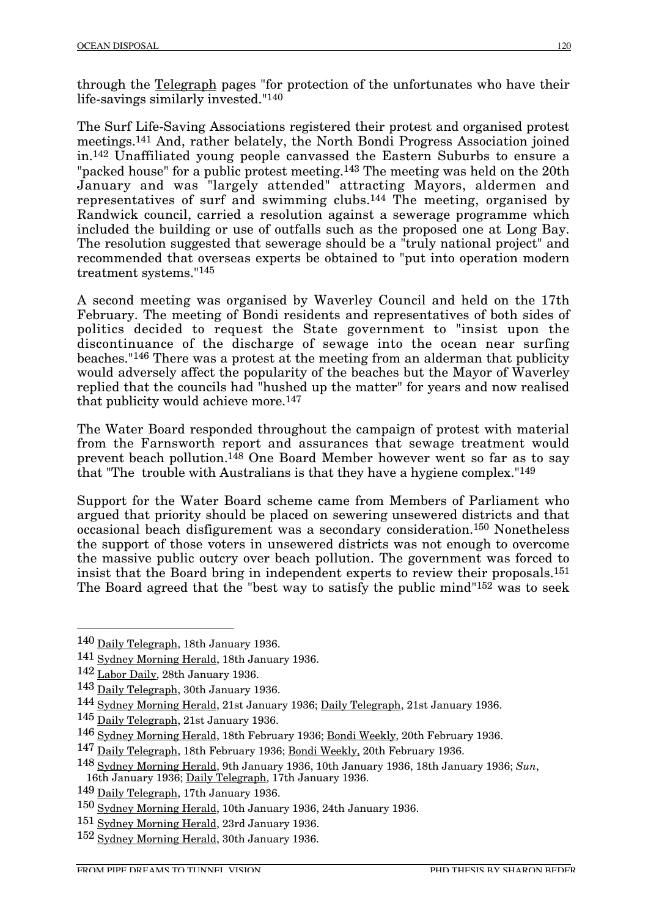through the Telegraph pages "for protection of the unfortunates who have their life-savings similarly invested."[140]

The Surf Life-Saving Associations registered their protest and organised protest meetings.[141] And, rather belatedly, the North Bondi Progress Association joined in.[142] Unaffiliated young people canvassed the Eastern Suburbs to ensure a "packed house" for a public protest meeting.[143] The meeting was held on the 20th January and was "largely attended" attracting Mayors, aldermen and representatives of surf and swimming clubs.[144] The meeting, organised by Randwick council, carried a resolution against a sewerage programme which included the building or use of outfalls such as the proposed one at Long Bay. The resolution suggested that sewerage should be a "truly national project" and recommended that overseas experts be obtained to "put into operation modern treatment systems."[145]

A second meeting was organised by Waverley Council and held on the 17th February. The meeting of Bondi residents and representatives of both sides of politics decided to request the State government to "insist upon the discontinuance of the discharge of sewage into the ocean near surfing beaches."[146] There was a protest at the meeting from an alderman that publicity would adversely affect the popularity of the beaches but the Mayor of Waverley replied that the councils had "hushed up the matter" for years and now realised that publicity would achieve more.[147]

The Water Board responded throughout the campaign of protest with material from the Farnsworth report and assurances that sewage treatment would prevent beach pollution.[148] One Board Member however went so far as to say that "The trouble with Australians is that they have a hygiene complex."[149]

Support for the Water Board scheme came from Members of Parliament who argued that priority should be placed on sewering unsewered districts and that occasional beach disfigurement was a secondary consideration.[150] Nonetheless the support of those voters in unsewered districts was not enough to overcome the massive public outcry over beach pollution. The government was forced to insist that the Board bring in independent experts to review their proposals.[151] The Board agreed that the "best way to satisfy the public mind"[152] was to seek

---

[140] Daily Telegraph, 18th January 1936.

[141] Sydney Morning Herald, 18th January 1936.

[142] Labor Daily, 28th January 1936.

[143] Daily Telegraph, 30th January 1936.

[144] Sydney Morning Herald, 21st January 1936; Daily Telegraph, 21st January 1936.

[145] Daily Telegraph, 21st January 1936.

[146] Sydney Morning Herald, 18th February 1936; Bondi Weekly, 20th February 1936.

[147] Daily Telegraph, 18th February 1936; Bondi Weekly, 20th February 1936.

[148] Sydney Morning Herald, 9th January 1936, 10th January 1936, 18th January 1936; *Sun*, 16th January 1936; Daily Telegraph, 17th January 1936.

[149] Daily Telegraph, 17th January 1936.

[150] Sydney Morning Herald, 10th January 1936, 24th January 1936.

[151] Sydney Morning Herald, 23rd January 1936.

[152] Sydney Morning Herald, 30th January 1936.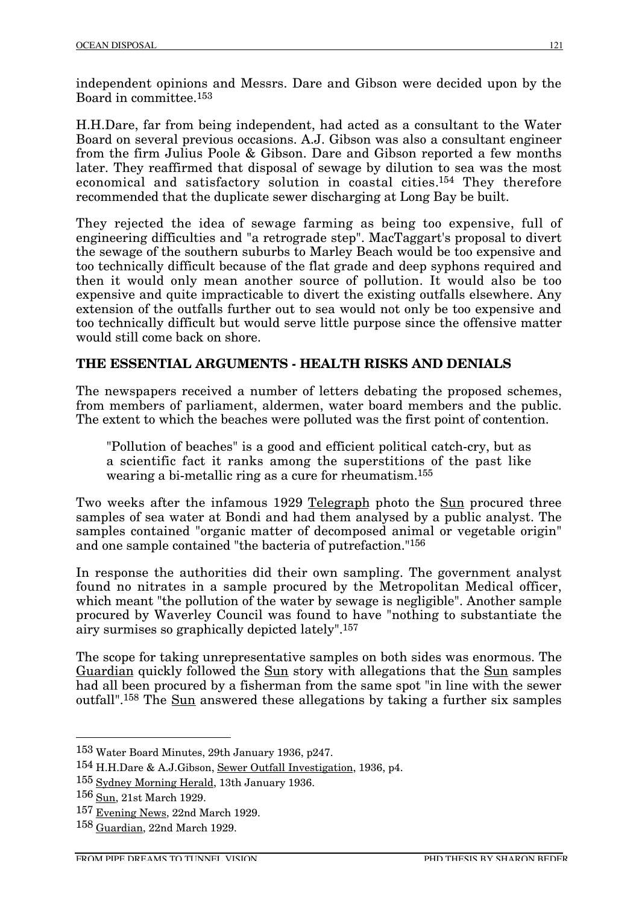independent opinions and Messrs. Dare and Gibson were decided upon by the Board in committee.[153]

H.H.Dare, far from being independent, had acted as a consultant to the Water Board on several previous occasions. A.J. Gibson was also a consultant engineer from the firm Julius Poole & Gibson. Dare and Gibson reported a few months later. They reaffirmed that disposal of sewage by dilution to sea was the most economical and satisfactory solution in coastal cities.[154] They therefore recommended that the duplicate sewer discharging at Long Bay be built.

They rejected the idea of sewage farming as being too expensive, full of engineering difficulties and "a retrograde step". MacTaggart's proposal to divert the sewage of the southern suburbs to Marley Beach would be too expensive and too technically difficult because of the flat grade and deep syphons required and then it would only mean another source of pollution. It would also be too expensive and quite impracticable to divert the existing outfalls elsewhere. Any extension of the outfalls further out to sea would not only be too expensive and too technically difficult but would serve little purpose since the offensive matter would still come back on shore.

## THE ESSENTIAL ARGUMENTS - HEALTH RISKS AND DENIALS

The newspapers received a number of letters debating the proposed schemes, from members of parliament, aldermen, water board members and the public. The extent to which the beaches were polluted was the first point of contention.

> "Pollution of beaches" is a good and efficient political catch-cry, but as a scientific fact it ranks among the superstitions of the past like wearing a bi-metallic ring as a cure for rheumatism.[155]

Two weeks after the infamous 1929 Telegraph photo the Sun procured three samples of sea water at Bondi and had them analysed by a public analyst. The samples contained "organic matter of decomposed animal or vegetable origin" and one sample contained "the bacteria of putrefaction."[156]

In response the authorities did their own sampling. The government analyst found no nitrates in a sample procured by the Metropolitan Medical officer, which meant "the pollution of the water by sewage is negligible". Another sample procured by Waverley Council was found to have "nothing to substantiate the airy surmises so graphically depicted lately".[157]

The scope for taking unrepresentative samples on both sides was enormous. The Guardian quickly followed the Sun story with allegations that the Sun samples had all been procured by a fisherman from the same spot "in line with the sewer outfall".[158] The Sun answered these allegations by taking a further six samples

---

[153] Water Board Minutes, 29th January 1936, p247.

[154] H.H.Dare & A.J.Gibson, Sewer Outfall Investigation, 1936, p4.

[155] Sydney Morning Herald, 13th January 1936.

[156] Sun, 21st March 1929.

[157] Evening News, 22nd March 1929.

[158] Guardian, 22nd March 1929.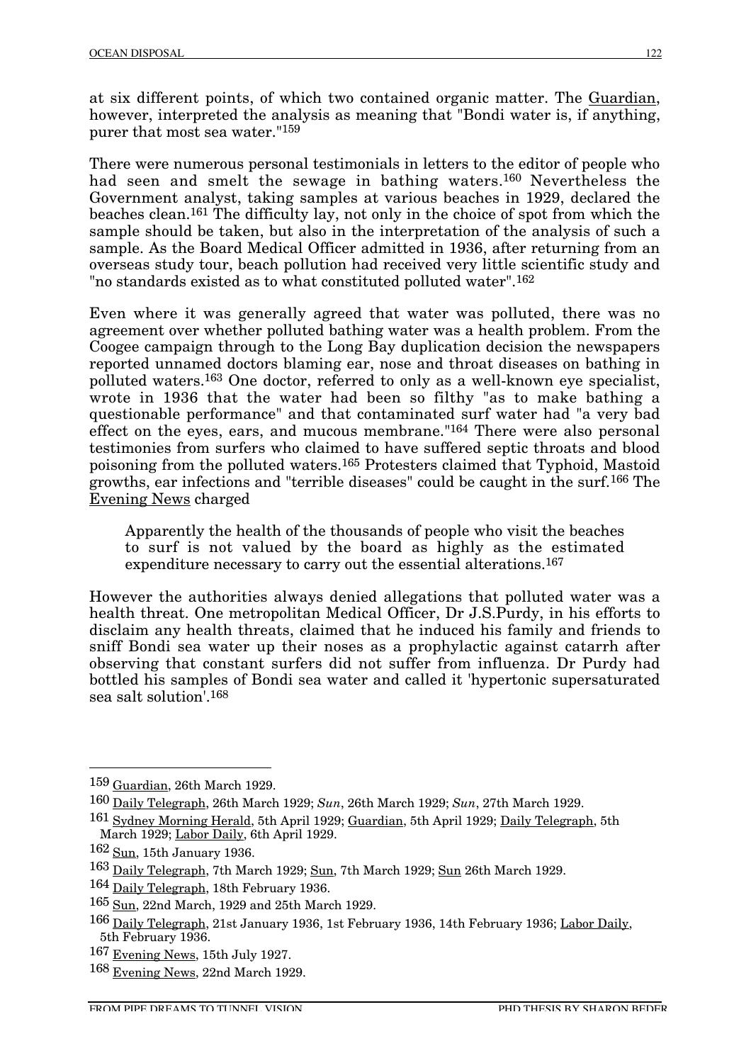at six different points, of which two contained organic matter. The Guardian, however, interpreted the analysis as meaning that "Bondi water is, if anything, purer that most sea water."[159]

There were numerous personal testimonials in letters to the editor of people who had seen and smelt the sewage in bathing waters.[160] Nevertheless the Government analyst, taking samples at various beaches in 1929, declared the beaches clean.[161] The difficulty lay, not only in the choice of spot from which the sample should be taken, but also in the interpretation of the analysis of such a sample. As the Board Medical Officer admitted in 1936, after returning from an overseas study tour, beach pollution had received very little scientific study and "no standards existed as to what constituted polluted water".[162]

Even where it was generally agreed that water was polluted, there was no agreement over whether polluted bathing water was a health problem. From the Coogee campaign through to the Long Bay duplication decision the newspapers reported unnamed doctors blaming ear, nose and throat diseases on bathing in polluted waters.[163] One doctor, referred to only as a well-known eye specialist, wrote in 1936 that the water had been so filthy "as to make bathing a questionable performance" and that contaminated surf water had "a very bad effect on the eyes, ears, and mucous membrane."[164] There were also personal testimonies from surfers who claimed to have suffered septic throats and blood poisoning from the polluted waters.[165] Protesters claimed that Typhoid, Mastoid growths, ear infections and "terrible diseases" could be caught in the surf.[166] The Evening News charged

> Apparently the health of the thousands of people who visit the beaches to surf is not valued by the board as highly as the estimated expenditure necessary to carry out the essential alterations.[167]

However the authorities always denied allegations that polluted water was a health threat. One metropolitan Medical Officer, Dr J.S.Purdy, in his efforts to disclaim any health threats, claimed that he induced his family and friends to sniff Bondi sea water up their noses as a prophylactic against catarrh after observing that constant surfers did not suffer from influenza. Dr Purdy had bottled his samples of Bondi sea water and called it 'hypertonic supersaturated sea salt solution'.[168]

---

[159] Guardian, 26th March 1929.

[160] Daily Telegraph, 26th March 1929; *Sun*, 26th March 1929; *Sun*, 27th March 1929.

[161] Sydney Morning Herald, 5th April 1929; Guardian, 5th April 1929; Daily Telegraph, 5th March 1929; Labor Daily, 6th April 1929.

[162] Sun, 15th January 1936.

[163] Daily Telegraph, 7th March 1929; Sun, 7th March 1929; Sun 26th March 1929.

[164] Daily Telegraph, 18th February 1936.

[165] Sun, 22nd March, 1929 and 25th March 1929.

[166] Daily Telegraph, 21st January 1936, 1st February 1936, 14th February 1936; Labor Daily, 5th February 1936.

[167] Evening News, 15th July 1927.

[168] Evening News, 22nd March 1929.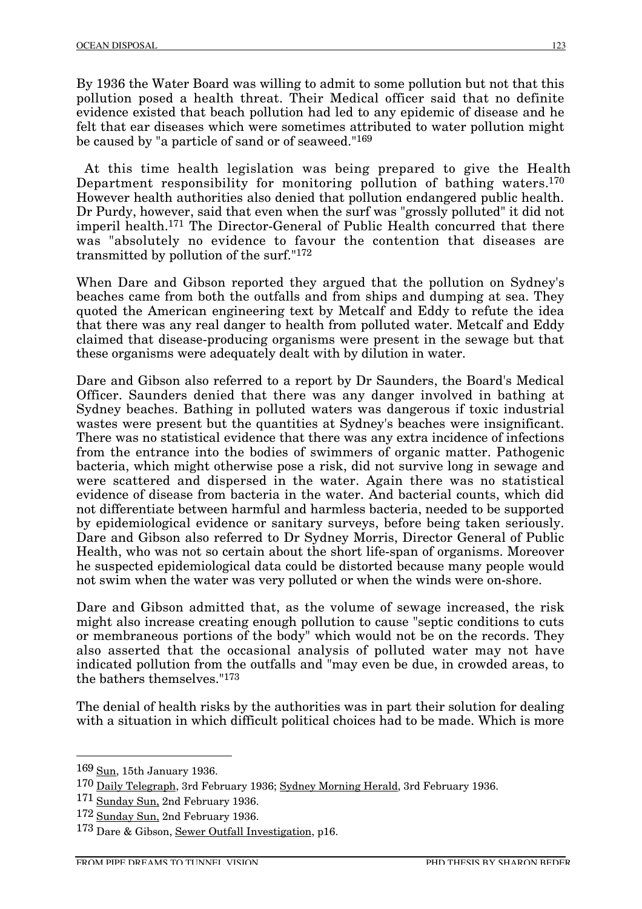By 1936 the Water Board was willing to admit to some pollution but not that this pollution posed a health threat. Their Medical officer said that no definite evidence existed that beach pollution had led to any epidemic of disease and he felt that ear diseases which were sometimes attributed to water pollution might be caused by "a particle of sand or of seaweed."[169]

At this time health legislation was being prepared to give the Health Department responsibility for monitoring pollution of bathing waters.[170] However health authorities also denied that pollution endangered public health. Dr Purdy, however, said that even when the surf was "grossly polluted" it did not imperil health.[171] The Director-General of Public Health concurred that there was "absolutely no evidence to favour the contention that diseases are transmitted by pollution of the surf."[172]

When Dare and Gibson reported they argued that the pollution on Sydney's beaches came from both the outfalls and from ships and dumping at sea. They quoted the American engineering text by Metcalf and Eddy to refute the idea that there was any real danger to health from polluted water. Metcalf and Eddy claimed that disease-producing organisms were present in the sewage but that these organisms were adequately dealt with by dilution in water.

Dare and Gibson also referred to a report by Dr Saunders, the Board's Medical Officer. Saunders denied that there was any danger involved in bathing at Sydney beaches. Bathing in polluted waters was dangerous if toxic industrial wastes were present but the quantities at Sydney's beaches were insignificant. There was no statistical evidence that there was any extra incidence of infections from the entrance into the bodies of swimmers of organic matter. Pathogenic bacteria, which might otherwise pose a risk, did not survive long in sewage and were scattered and dispersed in the water. Again there was no statistical evidence of disease from bacteria in the water. And bacterial counts, which did not differentiate between harmful and harmless bacteria, needed to be supported by epidemiological evidence or sanitary surveys, before being taken seriously. Dare and Gibson also referred to Dr Sydney Morris, Director General of Public Health, who was not so certain about the short life-span of organisms. Moreover he suspected epidemiological data could be distorted because many people would not swim when the water was very polluted or when the winds were on-shore.

Dare and Gibson admitted that, as the volume of sewage increased, the risk might also increase creating enough pollution to cause "septic conditions to cuts or membraneous portions of the body" which would not be on the records. They also asserted that the occasional analysis of polluted water may not have indicated pollution from the outfalls and "may even be due, in crowded areas, to the bathers themselves."[173]

The denial of health risks by the authorities was in part their solution for dealing with a situation in which difficult political choices had to be made. Which is more

---

[169] Sun, 15th January 1936.

[170] Daily Telegraph, 3rd February 1936; Sydney Morning Herald, 3rd February 1936.

[171] Sunday Sun, 2nd February 1936.

[172] Sunday Sun, 2nd February 1936.

[173] Dare & Gibson, Sewer Outfall Investigation, p16.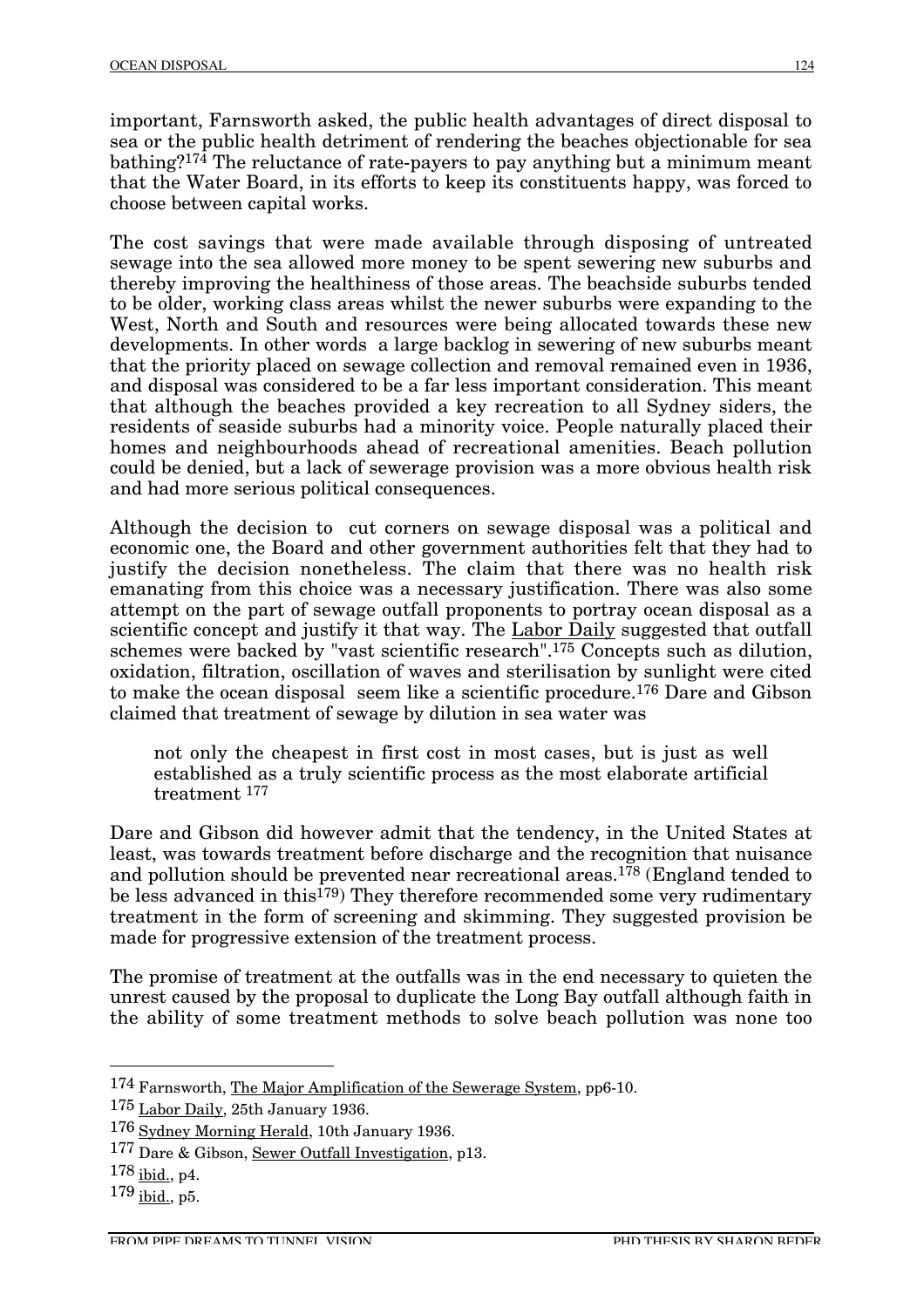important, Farnsworth asked, the public health advantages of direct disposal to sea or the public health detriment of rendering the beaches objectionable for sea bathing?[174] The reluctance of rate-payers to pay anything but a minimum meant that the Water Board, in its efforts to keep its constituents happy, was forced to choose between capital works.

The cost savings that were made available through disposing of untreated sewage into the sea allowed more money to be spent sewering new suburbs and thereby improving the healthiness of those areas. The beachside suburbs tended to be older, working class areas whilst the newer suburbs were expanding to the West, North and South and resources were being allocated towards these new developments. In other words a large backlog in sewering of new suburbs meant that the priority placed on sewage collection and removal remained even in 1936, and disposal was considered to be a far less important consideration. This meant that although the beaches provided a key recreation to all Sydney siders, the residents of seaside suburbs had a minority voice. People naturally placed their homes and neighbourhoods ahead of recreational amenities. Beach pollution could be denied, but a lack of sewerage provision was a more obvious health risk and had more serious political consequences.

Although the decision to cut corners on sewage disposal was a political and economic one, the Board and other government authorities felt that they had to justify the decision nonetheless. The claim that there was no health risk emanating from this choice was a necessary justification. There was also some attempt on the part of sewage outfall proponents to portray ocean disposal as a scientific concept and justify it that way. The Labor Daily suggested that outfall schemes were backed by "vast scientific research".[175] Concepts such as dilution, oxidation, filtration, oscillation of waves and sterilisation by sunlight were cited to make the ocean disposal seem like a scientific procedure.[176] Dare and Gibson claimed that treatment of sewage by dilution in sea water was

> not only the cheapest in first cost in most cases, but is just as well established as a truly scientific process as the most elaborate artificial treatment [177]

Dare and Gibson did however admit that the tendency, in the United States at least, was towards treatment before discharge and the recognition that nuisance and pollution should be prevented near recreational areas.[178] (England tended to be less advanced in this[179]) They therefore recommended some very rudimentary treatment in the form of screening and skimming. They suggested provision be made for progressive extension of the treatment process.

The promise of treatment at the outfalls was in the end necessary to quieten the unrest caused by the proposal to duplicate the Long Bay outfall although faith in the ability of some treatment methods to solve beach pollution was none too

---

[174] Farnsworth, The Major Amplification of the Sewerage System, pp6-10.

[175] Labor Daily, 25th January 1936.

[176] Sydney Morning Herald, 10th January 1936.

[177] Dare & Gibson, Sewer Outfall Investigation, p13.

[178] ibid., p4.

[179] ibid., p5.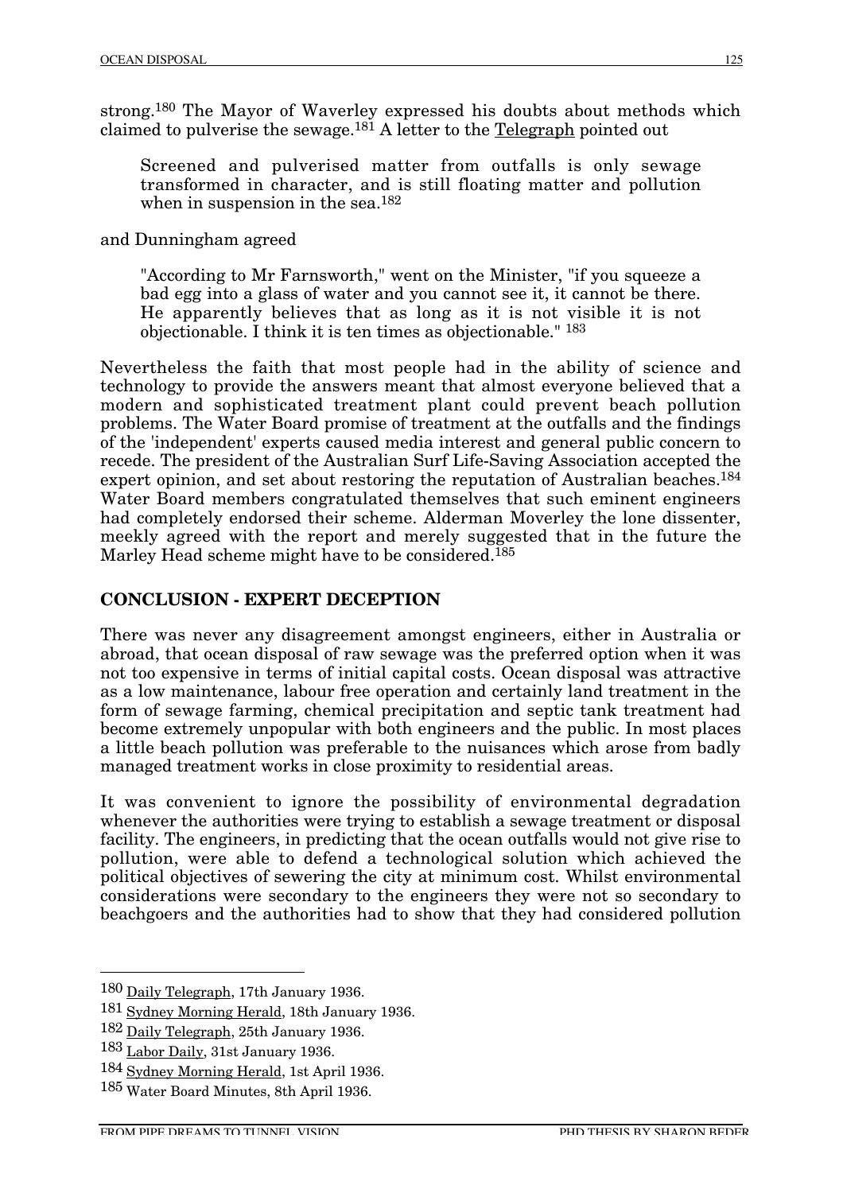strong.[180] The Mayor of Waverley expressed his doubts about methods which claimed to pulverise the sewage.[181] A letter to the Telegraph pointed out

> Screened and pulverised matter from outfalls is only sewage transformed in character, and is still floating matter and pollution when in suspension in the sea.[182]

and Dunningham agreed

> "According to Mr Farnsworth," went on the Minister, "if you squeeze a bad egg into a glass of water and you cannot see it, it cannot be there. He apparently believes that as long as it is not visible it is not objectionable. I think it is ten times as objectionable." [183]

Nevertheless the faith that most people had in the ability of science and technology to provide the answers meant that almost everyone believed that a modern and sophisticated treatment plant could prevent beach pollution problems. The Water Board promise of treatment at the outfalls and the findings of the 'independent' experts caused media interest and general public concern to recede. The president of the Australian Surf Life-Saving Association accepted the expert opinion, and set about restoring the reputation of Australian beaches.[184] Water Board members congratulated themselves that such eminent engineers had completely endorsed their scheme. Alderman Moverley the lone dissenter, meekly agreed with the report and merely suggested that in the future the Marley Head scheme might have to be considered.[185]

## CONCLUSION - EXPERT DECEPTION

There was never any disagreement amongst engineers, either in Australia or abroad, that ocean disposal of raw sewage was the preferred option when it was not too expensive in terms of initial capital costs. Ocean disposal was attractive as a low maintenance, labour free operation and certainly land treatment in the form of sewage farming, chemical precipitation and septic tank treatment had become extremely unpopular with both engineers and the public. In most places a little beach pollution was preferable to the nuisances which arose from badly managed treatment works in close proximity to residential areas.

It was convenient to ignore the possibility of environmental degradation whenever the authorities were trying to establish a sewage treatment or disposal facility. The engineers, in predicting that the ocean outfalls would not give rise to pollution, were able to defend a technological solution which achieved the political objectives of sewering the city at minimum cost. Whilst environmental considerations were secondary to the engineers they were not so secondary to beachgoers and the authorities had to show that they had considered pollution

---

[180] Daily Telegraph, 17th January 1936.

[181] Sydney Morning Herald, 18th January 1936.

[182] Daily Telegraph, 25th January 1936.

[183] Labor Daily, 31st January 1936.

[184] Sydney Morning Herald, 1st April 1936.

[185] Water Board Minutes, 8th April 1936.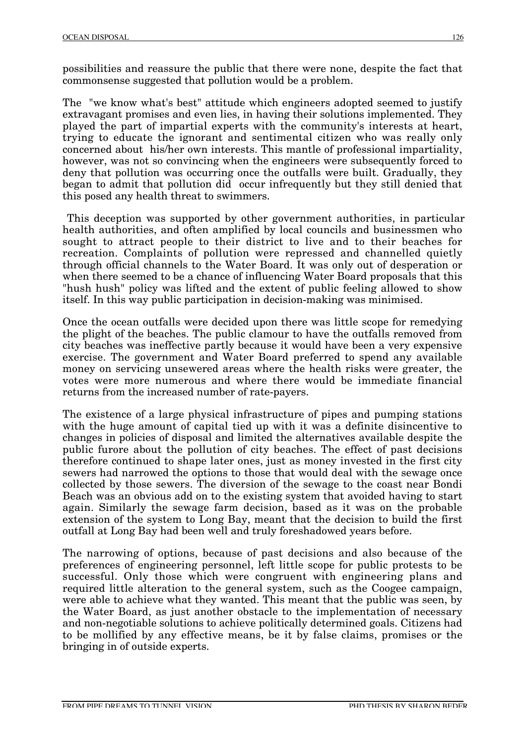possibilities and reassure the public that there were none, despite the fact that commonsense suggested that pollution would be a problem.

The "we know what's best" attitude which engineers adopted seemed to justify extravagant promises and even lies, in having their solutions implemented. They played the part of impartial experts with the community's interests at heart, trying to educate the ignorant and sentimental citizen who was really only concerned about his/her own interests. This mantle of professional impartiality, however, was not so convincing when the engineers were subsequently forced to deny that pollution was occurring once the outfalls were built. Gradually, they began to admit that pollution did occur infrequently but they still denied that this posed any health threat to swimmers.

This deception was supported by other government authorities, in particular health authorities, and often amplified by local councils and businessmen who sought to attract people to their district to live and to their beaches for recreation. Complaints of pollution were repressed and channelled quietly through official channels to the Water Board. It was only out of desperation or when there seemed to be a chance of influencing Water Board proposals that this "hush hush" policy was lifted and the extent of public feeling allowed to show itself. In this way public participation in decision-making was minimised.

Once the ocean outfalls were decided upon there was little scope for remedying the plight of the beaches. The public clamour to have the outfalls removed from city beaches was ineffective partly because it would have been a very expensive exercise. The government and Water Board preferred to spend any available money on servicing unsewered areas where the health risks were greater, the votes were more numerous and where there would be immediate financial returns from the increased number of rate-payers.

The existence of a large physical infrastructure of pipes and pumping stations with the huge amount of capital tied up with it was a definite disincentive to changes in policies of disposal and limited the alternatives available despite the public furore about the pollution of city beaches. The effect of past decisions therefore continued to shape later ones, just as money invested in the first city sewers had narrowed the options to those that would deal with the sewage once collected by those sewers. The diversion of the sewage to the coast near Bondi Beach was an obvious add on to the existing system that avoided having to start again. Similarly the sewage farm decision, based as it was on the probable extension of the system to Long Bay, meant that the decision to build the first outfall at Long Bay had been well and truly foreshadowed years before.

The narrowing of options, because of past decisions and also because of the preferences of engineering personnel, left little scope for public protests to be successful. Only those which were congruent with engineering plans and required little alteration to the general system, such as the Coogee campaign, were able to achieve what they wanted. This meant that the public was seen, by the Water Board, as just another obstacle to the implementation of necessary and non-negotiable solutions to achieve politically determined goals. Citizens had to be mollified by any effective means, be it by false claims, promises or the bringing in of outside experts.